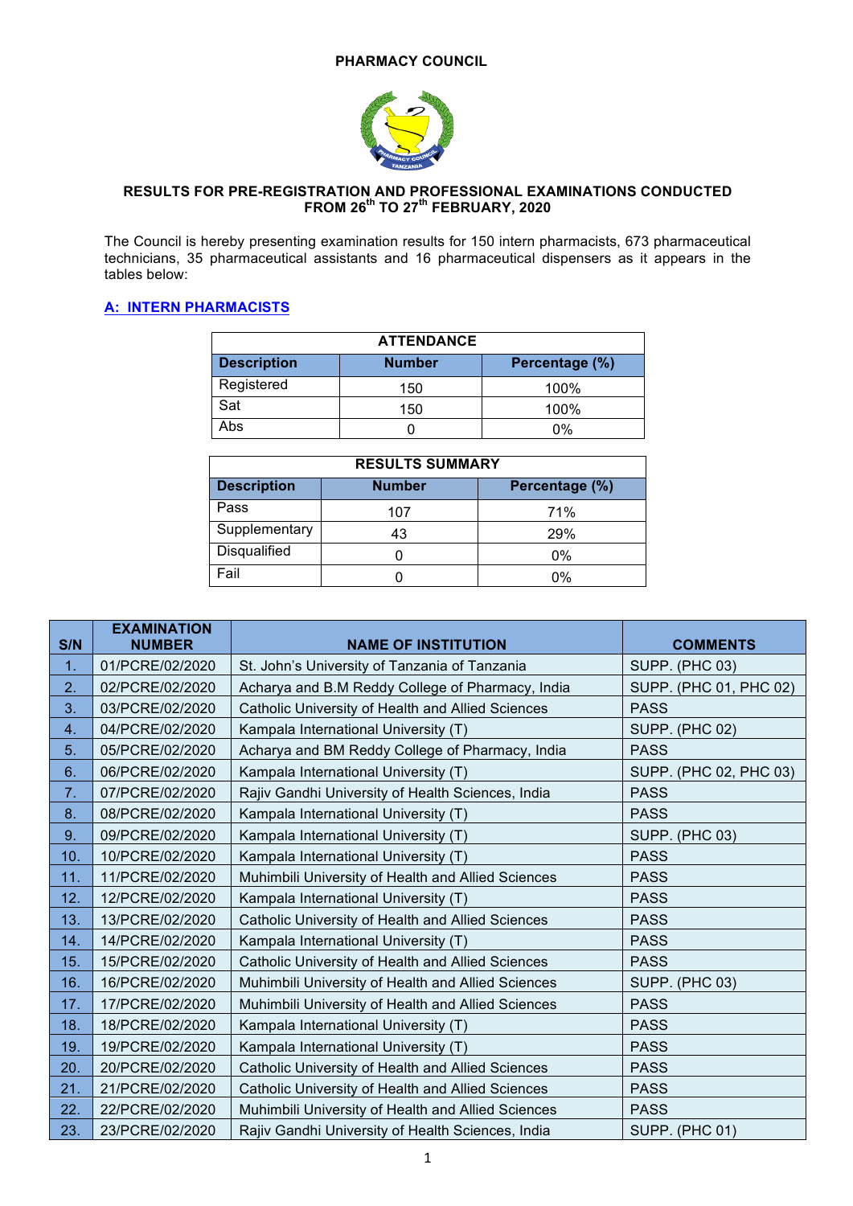**PHARMACY COUNCIL**

**RESULTS FOR PRE-REGISTRATION AND PROFESSIONAL EXAMINATIONS CONDUCTED FROM 26th TO 27th FEBRUARY, 2020**

The Council is hereby presenting examination results for 150 intern pharmacists, 673 pharmaceutical technicians, 35 pharmaceutical assistants and 16 pharmaceutical dispensers as it appears in the tables below:

## A: INTERN PHARMACISTS

| ATTENDANCE | | |
|---|---|---|
| **Description** | **Number** | **Percentage (%)** |
| Registered | 150 | 100% |
| Sat | 150 | 100% |
| Abs | 0 | 0% |

| RESULTS SUMMARY | | |
|---|---|---|
| **Description** | **Number** | **Percentage (%)** |
| Pass | 107 | 71% |
| Supplementary | 43 | 29% |
| Disqualified | 0 | 0% |
| Fail | 0 | 0% |

| S/N | EXAMINATION NUMBER | NAME OF INSTITUTION | COMMENTS |
|---|---|---|---|
| 1. | 01/PCRE/02/2020 | St. John's University of Tanzania of Tanzania | SUPP. (PHC 03) |
| 2. | 02/PCRE/02/2020 | Acharya and B.M Reddy College of Pharmacy, India | SUPP. (PHC 01, PHC 02) |
| 3. | 03/PCRE/02/2020 | Catholic University of Health and Allied Sciences | PASS |
| 4. | 04/PCRE/02/2020 | Kampala International University (T) | SUPP. (PHC 02) |
| 5. | 05/PCRE/02/2020 | Acharya and BM Reddy College of Pharmacy, India | PASS |
| 6. | 06/PCRE/02/2020 | Kampala International University (T) | SUPP. (PHC 02, PHC 03) |
| 7. | 07/PCRE/02/2020 | Rajiv Gandhi University of Health Sciences, India | PASS |
| 8. | 08/PCRE/02/2020 | Kampala International University (T) | PASS |
| 9. | 09/PCRE/02/2020 | Kampala International University (T) | SUPP. (PHC 03) |
| 10. | 10/PCRE/02/2020 | Kampala International University (T) | PASS |
| 11. | 11/PCRE/02/2020 | Muhimbili University of Health and Allied Sciences | PASS |
| 12. | 12/PCRE/02/2020 | Kampala International University (T) | PASS |
| 13. | 13/PCRE/02/2020 | Catholic University of Health and Allied Sciences | PASS |
| 14. | 14/PCRE/02/2020 | Kampala International University (T) | PASS |
| 15. | 15/PCRE/02/2020 | Catholic University of Health and Allied Sciences | PASS |
| 16. | 16/PCRE/02/2020 | Muhimbili University of Health and Allied Sciences | SUPP. (PHC 03) |
| 17. | 17/PCRE/02/2020 | Muhimbili University of Health and Allied Sciences | PASS |
| 18. | 18/PCRE/02/2020 | Kampala International University (T) | PASS |
| 19. | 19/PCRE/02/2020 | Kampala International University (T) | PASS |
| 20. | 20/PCRE/02/2020 | Catholic University of Health and Allied Sciences | PASS |
| 21. | 21/PCRE/02/2020 | Catholic University of Health and Allied Sciences | PASS |
| 22. | 22/PCRE/02/2020 | Muhimbili University of Health and Allied Sciences | PASS |
| 23. | 23/PCRE/02/2020 | Rajiv Gandhi University of Health Sciences, India | SUPP. (PHC 01) |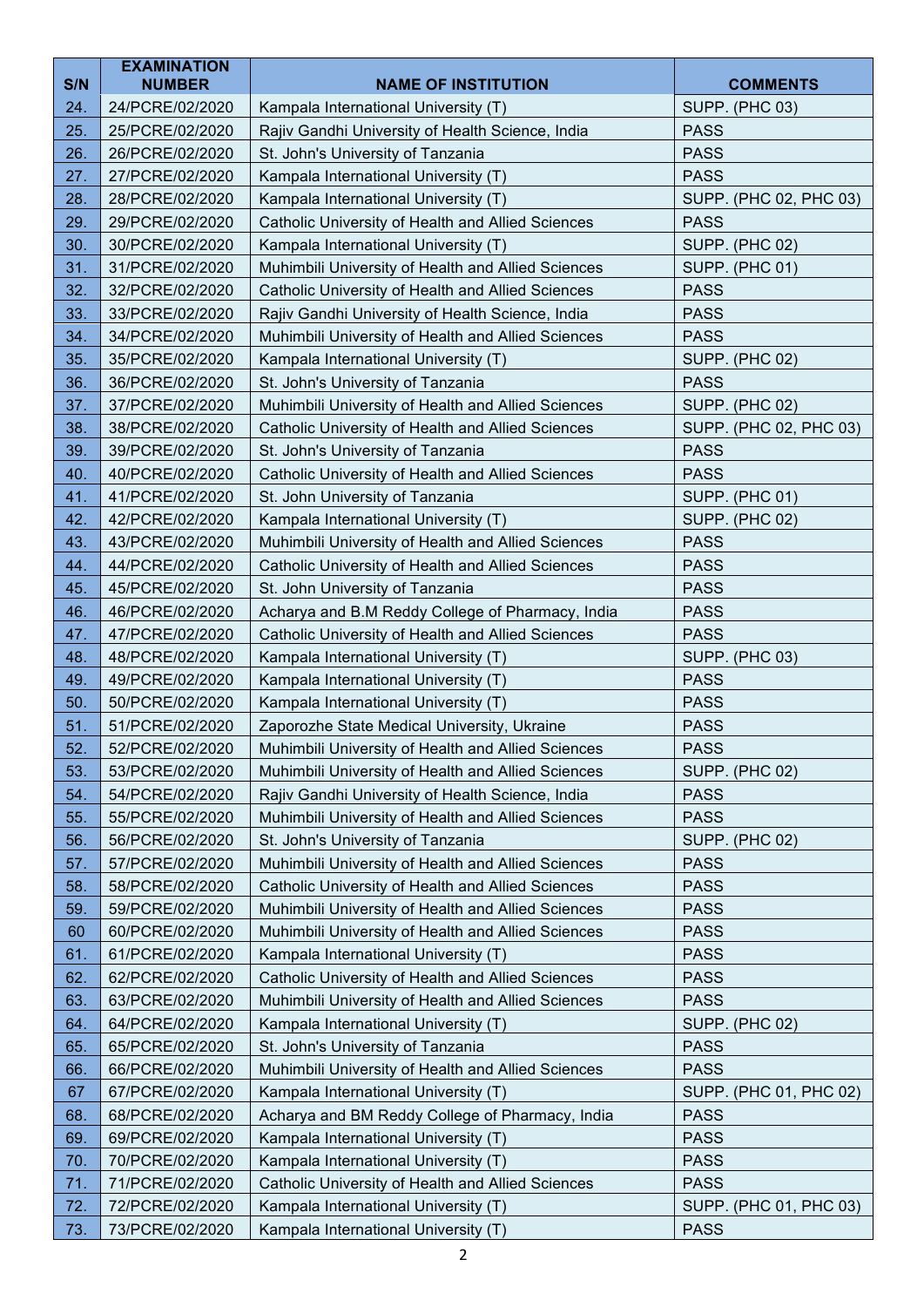| S/N | EXAMINATION NUMBER | NAME OF INSTITUTION | COMMENTS |
|---|---|---|---|
| 24. | 24/PCRE/02/2020 | Kampala International University (T) | SUPP. (PHC 03) |
| 25. | 25/PCRE/02/2020 | Rajiv Gandhi University of Health Science, India | PASS |
| 26. | 26/PCRE/02/2020 | St. John's University of Tanzania | PASS |
| 27. | 27/PCRE/02/2020 | Kampala International University (T) | PASS |
| 28. | 28/PCRE/02/2020 | Kampala International University (T) | SUPP. (PHC 02, PHC 03) |
| 29. | 29/PCRE/02/2020 | Catholic University of Health and Allied Sciences | PASS |
| 30. | 30/PCRE/02/2020 | Kampala International University (T) | SUPP. (PHC 02) |
| 31. | 31/PCRE/02/2020 | Muhimbili University of Health and Allied Sciences | SUPP. (PHC 01) |
| 32. | 32/PCRE/02/2020 | Catholic University of Health and Allied Sciences | PASS |
| 33. | 33/PCRE/02/2020 | Rajiv Gandhi University of Health Science, India | PASS |
| 34. | 34/PCRE/02/2020 | Muhimbili University of Health and Allied Sciences | PASS |
| 35. | 35/PCRE/02/2020 | Kampala International University (T) | SUPP. (PHC 02) |
| 36. | 36/PCRE/02/2020 | St. John's University of Tanzania | PASS |
| 37. | 37/PCRE/02/2020 | Muhimbili University of Health and Allied Sciences | SUPP. (PHC 02) |
| 38. | 38/PCRE/02/2020 | Catholic University of Health and Allied Sciences | SUPP. (PHC 02, PHC 03) |
| 39. | 39/PCRE/02/2020 | St. John's University of Tanzania | PASS |
| 40. | 40/PCRE/02/2020 | Catholic University of Health and Allied Sciences | PASS |
| 41. | 41/PCRE/02/2020 | St. John University of Tanzania | SUPP. (PHC 01) |
| 42. | 42/PCRE/02/2020 | Kampala International University (T) | SUPP. (PHC 02) |
| 43. | 43/PCRE/02/2020 | Muhimbili University of Health and Allied Sciences | PASS |
| 44. | 44/PCRE/02/2020 | Catholic University of Health and Allied Sciences | PASS |
| 45. | 45/PCRE/02/2020 | St. John University of Tanzania | PASS |
| 46. | 46/PCRE/02/2020 | Acharya and B.M Reddy College of Pharmacy, India | PASS |
| 47. | 47/PCRE/02/2020 | Catholic University of Health and Allied Sciences | PASS |
| 48. | 48/PCRE/02/2020 | Kampala International University (T) | SUPP. (PHC 03) |
| 49. | 49/PCRE/02/2020 | Kampala International University (T) | PASS |
| 50. | 50/PCRE/02/2020 | Kampala International University (T) | PASS |
| 51. | 51/PCRE/02/2020 | Zaporozhe State Medical University, Ukraine | PASS |
| 52. | 52/PCRE/02/2020 | Muhimbili University of Health and Allied Sciences | PASS |
| 53. | 53/PCRE/02/2020 | Muhimbili University of Health and Allied Sciences | SUPP. (PHC 02) |
| 54. | 54/PCRE/02/2020 | Rajiv Gandhi University of Health Science, India | PASS |
| 55. | 55/PCRE/02/2020 | Muhimbili University of Health and Allied Sciences | PASS |
| 56. | 56/PCRE/02/2020 | St. John's University of Tanzania | SUPP. (PHC 02) |
| 57. | 57/PCRE/02/2020 | Muhimbili University of Health and Allied Sciences | PASS |
| 58. | 58/PCRE/02/2020 | Catholic University of Health and Allied Sciences | PASS |
| 59. | 59/PCRE/02/2020 | Muhimbili University of Health and Allied Sciences | PASS |
| 60 | 60/PCRE/02/2020 | Muhimbili University of Health and Allied Sciences | PASS |
| 61. | 61/PCRE/02/2020 | Kampala International University (T) | PASS |
| 62. | 62/PCRE/02/2020 | Catholic University of Health and Allied Sciences | PASS |
| 63. | 63/PCRE/02/2020 | Muhimbili University of Health and Allied Sciences | PASS |
| 64. | 64/PCRE/02/2020 | Kampala International University (T) | SUPP. (PHC 02) |
| 65. | 65/PCRE/02/2020 | St. John's University of Tanzania | PASS |
| 66. | 66/PCRE/02/2020 | Muhimbili University of Health and Allied Sciences | PASS |
| 67 | 67/PCRE/02/2020 | Kampala International University (T) | SUPP. (PHC 01, PHC 02) |
| 68. | 68/PCRE/02/2020 | Acharya and BM Reddy College of Pharmacy, India | PASS |
| 69. | 69/PCRE/02/2020 | Kampala International University (T) | PASS |
| 70. | 70/PCRE/02/2020 | Kampala International University (T) | PASS |
| 71. | 71/PCRE/02/2020 | Catholic University of Health and Allied Sciences | PASS |
| 72. | 72/PCRE/02/2020 | Kampala International University (T) | SUPP. (PHC 01, PHC 03) |
| 73. | 73/PCRE/02/2020 | Kampala International University (T) | PASS |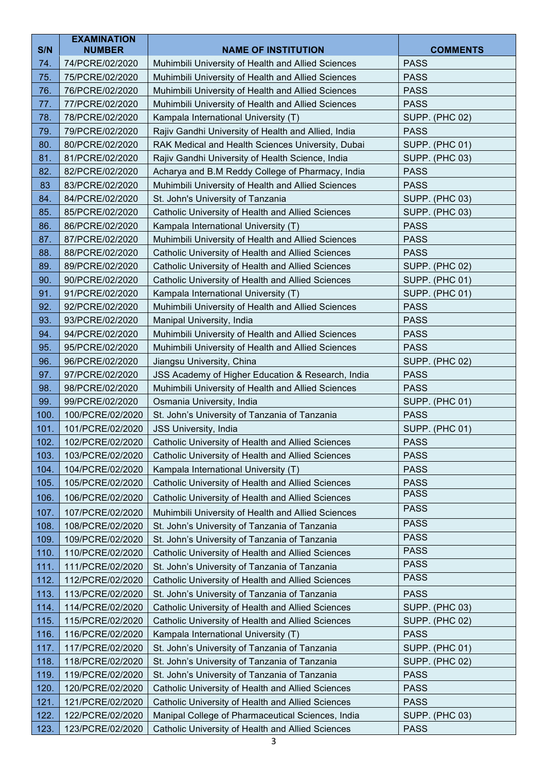| S/N | EXAMINATION NUMBER | NAME OF INSTITUTION | COMMENTS |
|---|---|---|---|
| 74. | 74/PCRE/02/2020 | Muhimbili University of Health and Allied Sciences | PASS |
| 75. | 75/PCRE/02/2020 | Muhimbili University of Health and Allied Sciences | PASS |
| 76. | 76/PCRE/02/2020 | Muhimbili University of Health and Allied Sciences | PASS |
| 77. | 77/PCRE/02/2020 | Muhimbili University of Health and Allied Sciences | PASS |
| 78. | 78/PCRE/02/2020 | Kampala International University (T) | SUPP. (PHC 02) |
| 79. | 79/PCRE/02/2020 | Rajiv Gandhi University of Health and Allied, India | PASS |
| 80. | 80/PCRE/02/2020 | RAK Medical and Health Sciences University, Dubai | SUPP. (PHC 01) |
| 81. | 81/PCRE/02/2020 | Rajiv Gandhi University of Health Science, India | SUPP. (PHC 03) |
| 82. | 82/PCRE/02/2020 | Acharya and B.M Reddy College of Pharmacy, India | PASS |
| 83 | 83/PCRE/02/2020 | Muhimbili University of Health and Allied Sciences | PASS |
| 84. | 84/PCRE/02/2020 | St. John's University of Tanzania | SUPP. (PHC 03) |
| 85. | 85/PCRE/02/2020 | Catholic University of Health and Allied Sciences | SUPP. (PHC 03) |
| 86. | 86/PCRE/02/2020 | Kampala International University (T) | PASS |
| 87. | 87/PCRE/02/2020 | Muhimbili University of Health and Allied Sciences | PASS |
| 88. | 88/PCRE/02/2020 | Catholic University of Health and Allied Sciences | PASS |
| 89. | 89/PCRE/02/2020 | Catholic University of Health and Allied Sciences | SUPP. (PHC 02) |
| 90. | 90/PCRE/02/2020 | Catholic University of Health and Allied Sciences | SUPP. (PHC 01) |
| 91. | 91/PCRE/02/2020 | Kampala International University (T) | SUPP. (PHC 01) |
| 92. | 92/PCRE/02/2020 | Muhimbili University of Health and Allied Sciences | PASS |
| 93. | 93/PCRE/02/2020 | Manipal University, India | PASS |
| 94. | 94/PCRE/02/2020 | Muhimbili University of Health and Allied Sciences | PASS |
| 95. | 95/PCRE/02/2020 | Muhimbili University of Health and Allied Sciences | PASS |
| 96. | 96/PCRE/02/2020 | Jiangsu University, China | SUPP. (PHC 02) |
| 97. | 97/PCRE/02/2020 | JSS Academy of Higher Education & Research, India | PASS |
| 98. | 98/PCRE/02/2020 | Muhimbili University of Health and Allied Sciences | PASS |
| 99. | 99/PCRE/02/2020 | Osmania University, India | SUPP. (PHC 01) |
| 100. | 100/PCRE/02/2020 | St. John's University of Tanzania of Tanzania | PASS |
| 101. | 101/PCRE/02/2020 | JSS University, India | SUPP. (PHC 01) |
| 102. | 102/PCRE/02/2020 | Catholic University of Health and Allied Sciences | PASS |
| 103. | 103/PCRE/02/2020 | Catholic University of Health and Allied Sciences | PASS |
| 104. | 104/PCRE/02/2020 | Kampala International University (T) | PASS |
| 105. | 105/PCRE/02/2020 | Catholic University of Health and Allied Sciences | PASS |
| 106. | 106/PCRE/02/2020 | Catholic University of Health and Allied Sciences | PASS |
| 107. | 107/PCRE/02/2020 | Muhimbili University of Health and Allied Sciences | PASS |
| 108. | 108/PCRE/02/2020 | St. John's University of Tanzania of Tanzania | PASS |
| 109. | 109/PCRE/02/2020 | St. John's University of Tanzania of Tanzania | PASS |
| 110. | 110/PCRE/02/2020 | Catholic University of Health and Allied Sciences | PASS |
| 111. | 111/PCRE/02/2020 | St. John's University of Tanzania of Tanzania | PASS |
| 112. | 112/PCRE/02/2020 | Catholic University of Health and Allied Sciences | PASS |
| 113. | 113/PCRE/02/2020 | St. John's University of Tanzania of Tanzania | PASS |
| 114. | 114/PCRE/02/2020 | Catholic University of Health and Allied Sciences | SUPP. (PHC 03) |
| 115. | 115/PCRE/02/2020 | Catholic University of Health and Allied Sciences | SUPP. (PHC 02) |
| 116. | 116/PCRE/02/2020 | Kampala International University (T) | PASS |
| 117. | 117/PCRE/02/2020 | St. John's University of Tanzania of Tanzania | SUPP. (PHC 01) |
| 118. | 118/PCRE/02/2020 | St. John's University of Tanzania of Tanzania | SUPP. (PHC 02) |
| 119. | 119/PCRE/02/2020 | St. John's University of Tanzania of Tanzania | PASS |
| 120. | 120/PCRE/02/2020 | Catholic University of Health and Allied Sciences | PASS |
| 121. | 121/PCRE/02/2020 | Catholic University of Health and Allied Sciences | PASS |
| 122. | 122/PCRE/02/2020 | Manipal College of Pharmaceutical Sciences, India | SUPP. (PHC 03) |
| 123. | 123/PCRE/02/2020 | Catholic University of Health and Allied Sciences | PASS |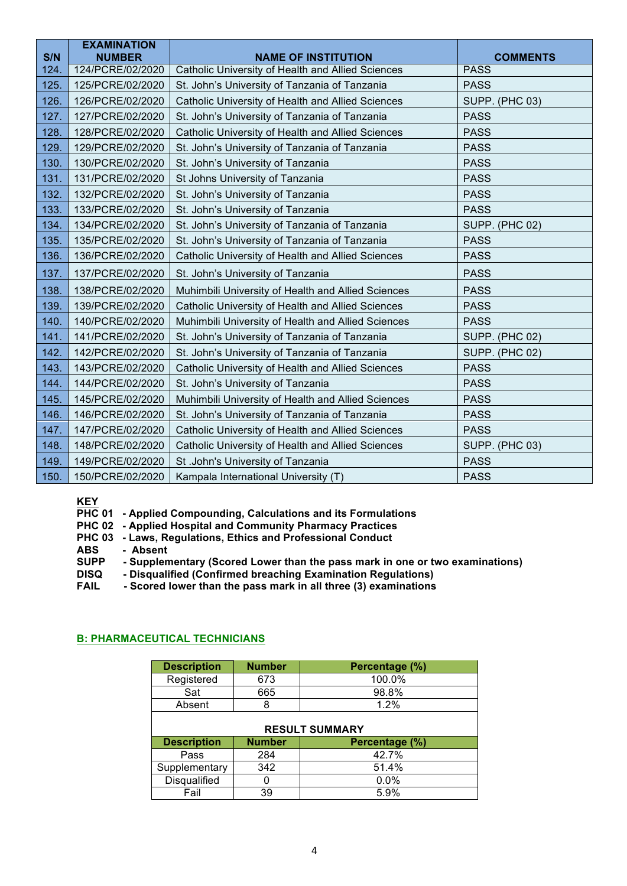| S/N | EXAMINATION NUMBER | NAME OF INSTITUTION | COMMENTS |
|---|---|---|---|
| 124. | 124/PCRE/02/2020 | Catholic University of Health and Allied Sciences | PASS |
| 125. | 125/PCRE/02/2020 | St. John's University of Tanzania of Tanzania | PASS |
| 126. | 126/PCRE/02/2020 | Catholic University of Health and Allied Sciences | SUPP. (PHC 03) |
| 127. | 127/PCRE/02/2020 | St. John's University of Tanzania of Tanzania | PASS |
| 128. | 128/PCRE/02/2020 | Catholic University of Health and Allied Sciences | PASS |
| 129. | 129/PCRE/02/2020 | St. John's University of Tanzania of Tanzania | PASS |
| 130. | 130/PCRE/02/2020 | St. John's University of Tanzania | PASS |
| 131. | 131/PCRE/02/2020 | St Johns University of Tanzania | PASS |
| 132. | 132/PCRE/02/2020 | St. John's University of Tanzania | PASS |
| 133. | 133/PCRE/02/2020 | St. John's University of Tanzania | PASS |
| 134. | 134/PCRE/02/2020 | St. John's University of Tanzania of Tanzania | SUPP. (PHC 02) |
| 135. | 135/PCRE/02/2020 | St. John's University of Tanzania of Tanzania | PASS |
| 136. | 136/PCRE/02/2020 | Catholic University of Health and Allied Sciences | PASS |
| 137. | 137/PCRE/02/2020 | St. John's University of Tanzania | PASS |
| 138. | 138/PCRE/02/2020 | Muhimbili University of Health and Allied Sciences | PASS |
| 139. | 139/PCRE/02/2020 | Catholic University of Health and Allied Sciences | PASS |
| 140. | 140/PCRE/02/2020 | Muhimbili University of Health and Allied Sciences | PASS |
| 141. | 141/PCRE/02/2020 | St. John's University of Tanzania of Tanzania | SUPP. (PHC 02) |
| 142. | 142/PCRE/02/2020 | St. John's University of Tanzania of Tanzania | SUPP. (PHC 02) |
| 143. | 143/PCRE/02/2020 | Catholic University of Health and Allied Sciences | PASS |
| 144. | 144/PCRE/02/2020 | St. John's University of Tanzania | PASS |
| 145. | 145/PCRE/02/2020 | Muhimbili University of Health and Allied Sciences | PASS |
| 146. | 146/PCRE/02/2020 | St. John's University of Tanzania of Tanzania | PASS |
| 147. | 147/PCRE/02/2020 | Catholic University of Health and Allied Sciences | PASS |
| 148. | 148/PCRE/02/2020 | Catholic University of Health and Allied Sciences | SUPP. (PHC 03) |
| 149. | 149/PCRE/02/2020 | St .John's University of Tanzania | PASS |
| 150. | 150/PCRE/02/2020 | Kampala International University (T) | PASS |

**KEY**

**PHC 01 - Applied Compounding, Calculations and its Formulations**
**PHC 02 - Applied Hospital and Community Pharmacy Practices**
**PHC 03 - Laws, Regulations, Ethics and Professional Conduct**
**ABS - Absent**
**SUPP - Supplementary (Scored Lower than the pass mark in one or two examinations)**
**DISQ - Disqualified (Confirmed breaching Examination Regulations)**
**FAIL - Scored lower than the pass mark in all three (3) examinations**

## B: PHARMACEUTICAL TECHNICIANS

| Description | Number | Percentage (%) |
|---|---|---|
| Registered | 673 | 100.0% |
| Sat | 665 | 98.8% |
| Absent | 8 | 1.2% |

**RESULT SUMMARY**

| Description | Number | Percentage (%) |
|---|---|---|
| Pass | 284 | 42.7% |
| Supplementary | 342 | 51.4% |
| Disqualified | 0 | 0.0% |
| Fail | 39 | 5.9% |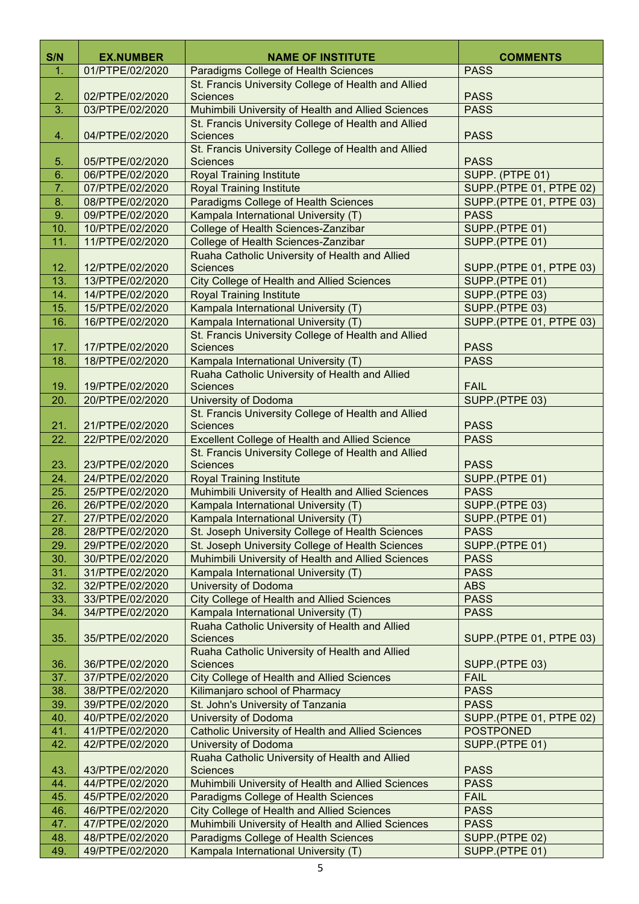| S/N | EX.NUMBER | NAME OF INSTITUTE | COMMENTS |
|---|---|---|---|
| 1. | 01/PTPE/02/2020 | Paradigms College of Health Sciences | PASS |
| 2. | 02/PTPE/02/2020 | St. Francis University College of Health and Allied Sciences | PASS |
| 3. | 03/PTPE/02/2020 | Muhimbili University of Health and Allied Sciences | PASS |
| 4. | 04/PTPE/02/2020 | St. Francis University College of Health and Allied Sciences | PASS |
| 5. | 05/PTPE/02/2020 | St. Francis University College of Health and Allied Sciences | PASS |
| 6. | 06/PTPE/02/2020 | Royal Training Institute | SUPP. (PTPE 01) |
| 7. | 07/PTPE/02/2020 | Royal Training Institute | SUPP.(PTPE 01, PTPE 02) |
| 8. | 08/PTPE/02/2020 | Paradigms College of Health Sciences | SUPP.(PTPE 01, PTPE 03) |
| 9. | 09/PTPE/02/2020 | Kampala International University (T) | PASS |
| 10. | 10/PTPE/02/2020 | College of Health Sciences-Zanzibar | SUPP.(PTPE 01) |
| 11. | 11/PTPE/02/2020 | College of Health Sciences-Zanzibar | SUPP.(PTPE 01) |
| 12. | 12/PTPE/02/2020 | Ruaha Catholic University of Health and Allied Sciences | SUPP.(PTPE 01, PTPE 03) |
| 13. | 13/PTPE/02/2020 | City College of Health and Allied Sciences | SUPP.(PTPE 01) |
| 14. | 14/PTPE/02/2020 | Royal Training Institute | SUPP.(PTPE 03) |
| 15. | 15/PTPE/02/2020 | Kampala International University (T) | SUPP.(PTPE 03) |
| 16. | 16/PTPE/02/2020 | Kampala International University (T) | SUPP.(PTPE 01, PTPE 03) |
| 17. | 17/PTPE/02/2020 | St. Francis University College of Health and Allied Sciences | PASS |
| 18. | 18/PTPE/02/2020 | Kampala International University (T) | PASS |
| 19. | 19/PTPE/02/2020 | Ruaha Catholic University of Health and Allied Sciences | FAIL |
| 20. | 20/PTPE/02/2020 | University of Dodoma | SUPP.(PTPE 03) |
| 21. | 21/PTPE/02/2020 | St. Francis University College of Health and Allied Sciences | PASS |
| 22. | 22/PTPE/02/2020 | Excellent College of Health and Allied Science | PASS |
| 23. | 23/PTPE/02/2020 | St. Francis University College of Health and Allied Sciences | PASS |
| 24. | 24/PTPE/02/2020 | Royal Training Institute | SUPP.(PTPE 01) |
| 25. | 25/PTPE/02/2020 | Muhimbili University of Health and Allied Sciences | PASS |
| 26. | 26/PTPE/02/2020 | Kampala International University (T) | SUPP.(PTPE 03) |
| 27. | 27/PTPE/02/2020 | Kampala International University (T) | SUPP.(PTPE 01) |
| 28. | 28/PTPE/02/2020 | St. Joseph University College of Health Sciences | PASS |
| 29. | 29/PTPE/02/2020 | St. Joseph University College of Health Sciences | SUPP.(PTPE 01) |
| 30. | 30/PTPE/02/2020 | Muhimbili University of Health and Allied Sciences | PASS |
| 31. | 31/PTPE/02/2020 | Kampala International University (T) | PASS |
| 32. | 32/PTPE/02/2020 | University of Dodoma | ABS |
| 33. | 33/PTPE/02/2020 | City College of Health and Allied Sciences | PASS |
| 34. | 34/PTPE/02/2020 | Kampala International University (T) | PASS |
| 35. | 35/PTPE/02/2020 | Ruaha Catholic University of Health and Allied Sciences | SUPP.(PTPE 01, PTPE 03) |
| 36. | 36/PTPE/02/2020 | Ruaha Catholic University of Health and Allied Sciences | SUPP.(PTPE 03) |
| 37. | 37/PTPE/02/2020 | City College of Health and Allied Sciences | FAIL |
| 38. | 38/PTPE/02/2020 | Kilimanjaro school of Pharmacy | PASS |
| 39. | 39/PTPE/02/2020 | St. John's University of Tanzania | PASS |
| 40. | 40/PTPE/02/2020 | University of Dodoma | SUPP.(PTPE 01, PTPE 02) |
| 41. | 41/PTPE/02/2020 | Catholic University of Health and Allied Sciences | POSTPONED |
| 42. | 42/PTPE/02/2020 | University of Dodoma | SUPP.(PTPE 01) |
| 43. | 43/PTPE/02/2020 | Ruaha Catholic University of Health and Allied Sciences | PASS |
| 44. | 44/PTPE/02/2020 | Muhimbili University of Health and Allied Sciences | PASS |
| 45. | 45/PTPE/02/2020 | Paradigms College of Health Sciences | FAIL |
| 46. | 46/PTPE/02/2020 | City College of Health and Allied Sciences | PASS |
| 47. | 47/PTPE/02/2020 | Muhimbili University of Health and Allied Sciences | PASS |
| 48. | 48/PTPE/02/2020 | Paradigms College of Health Sciences | SUPP.(PTPE 02) |
| 49. | 49/PTPE/02/2020 | Kampala International University (T) | SUPP.(PTPE 01) |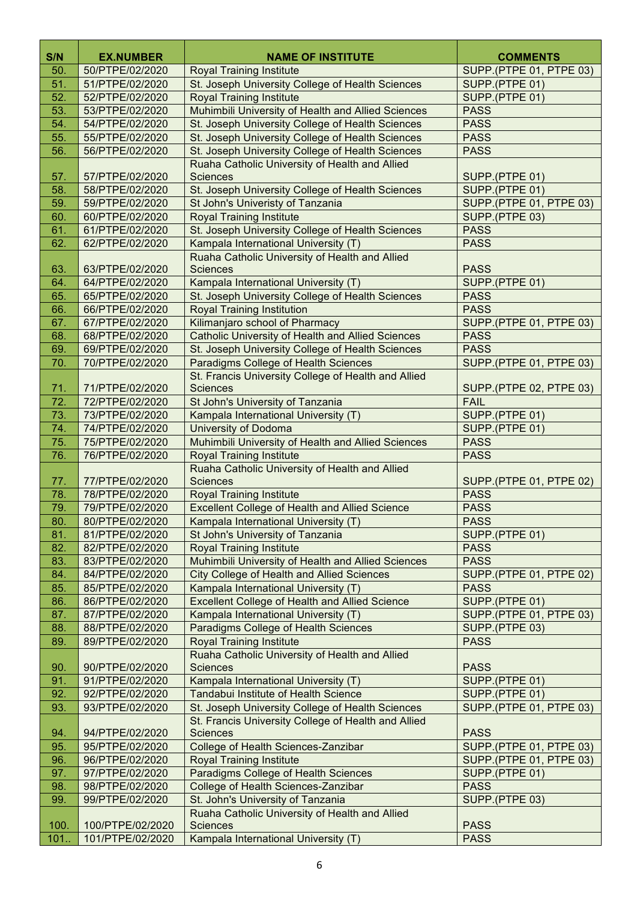| S/N | EX.NUMBER | NAME OF INSTITUTE | COMMENTS |
|---|---|---|---|
| 50. | 50/PTPE/02/2020 | Royal Training Institute | SUPP.(PTPE 01, PTPE 03) |
| 51. | 51/PTPE/02/2020 | St. Joseph University College of Health Sciences | SUPP.(PTPE 01) |
| 52. | 52/PTPE/02/2020 | Royal Training Institute | SUPP.(PTPE 01) |
| 53. | 53/PTPE/02/2020 | Muhimbili University of Health and Allied Sciences | PASS |
| 54. | 54/PTPE/02/2020 | St. Joseph University College of Health Sciences | PASS |
| 55. | 55/PTPE/02/2020 | St. Joseph University College of Health Sciences | PASS |
| 56. | 56/PTPE/02/2020 | St. Joseph University College of Health Sciences | PASS |
| 57. | 57/PTPE/02/2020 | Ruaha Catholic University of Health and Allied Sciences | SUPP.(PTPE 01) |
| 58. | 58/PTPE/02/2020 | St. Joseph University College of Health Sciences | SUPP.(PTPE 01) |
| 59. | 59/PTPE/02/2020 | St John's Univeristy of Tanzania | SUPP.(PTPE 01, PTPE 03) |
| 60. | 60/PTPE/02/2020 | Royal Training Institute | SUPP.(PTPE 03) |
| 61. | 61/PTPE/02/2020 | St. Joseph University College of Health Sciences | PASS |
| 62. | 62/PTPE/02/2020 | Kampala International University (T) | PASS |
| 63. | 63/PTPE/02/2020 | Ruaha Catholic University of Health and Allied Sciences | PASS |
| 64. | 64/PTPE/02/2020 | Kampala International University (T) | SUPP.(PTPE 01) |
| 65. | 65/PTPE/02/2020 | St. Joseph University College of Health Sciences | PASS |
| 66. | 66/PTPE/02/2020 | Royal Training Institution | PASS |
| 67. | 67/PTPE/02/2020 | Kilimanjaro school of Pharmacy | SUPP.(PTPE 01, PTPE 03) |
| 68. | 68/PTPE/02/2020 | Catholic University of Health and Allied Sciences | PASS |
| 69. | 69/PTPE/02/2020 | St. Joseph University College of Health Sciences | PASS |
| 70. | 70/PTPE/02/2020 | Paradigms College of Health Sciences | SUPP.(PTPE 01, PTPE 03) |
| 71. | 71/PTPE/02/2020 | St. Francis University College of Health and Allied Sciences | SUPP.(PTPE 02, PTPE 03) |
| 72. | 72/PTPE/02/2020 | St John's University of Tanzania | FAIL |
| 73. | 73/PTPE/02/2020 | Kampala International University (T) | SUPP.(PTPE 01) |
| 74. | 74/PTPE/02/2020 | University of Dodoma | SUPP.(PTPE 01) |
| 75. | 75/PTPE/02/2020 | Muhimbili University of Health and Allied Sciences | PASS |
| 76. | 76/PTPE/02/2020 | Royal Training Institute | PASS |
| 77. | 77/PTPE/02/2020 | Ruaha Catholic University of Health and Allied Sciences | SUPP.(PTPE 01, PTPE 02) |
| 78. | 78/PTPE/02/2020 | Royal Training Institute | PASS |
| 79. | 79/PTPE/02/2020 | Excellent College of Health and Allied Science | PASS |
| 80. | 80/PTPE/02/2020 | Kampala International University (T) | PASS |
| 81. | 81/PTPE/02/2020 | St John's University of Tanzania | SUPP.(PTPE 01) |
| 82. | 82/PTPE/02/2020 | Royal Training Institute | PASS |
| 83. | 83/PTPE/02/2020 | Muhimbili University of Health and Allied Sciences | PASS |
| 84. | 84/PTPE/02/2020 | City College of Health and Allied Sciences | SUPP.(PTPE 01, PTPE 02) |
| 85. | 85/PTPE/02/2020 | Kampala International University (T) | PASS |
| 86. | 86/PTPE/02/2020 | Excellent College of Health and Allied Science | SUPP.(PTPE 01) |
| 87. | 87/PTPE/02/2020 | Kampala International University (T) | SUPP.(PTPE 01, PTPE 03) |
| 88. | 88/PTPE/02/2020 | Paradigms College of Health Sciences | SUPP.(PTPE 03) |
| 89. | 89/PTPE/02/2020 | Royal Training Institute | PASS |
| 90. | 90/PTPE/02/2020 | Ruaha Catholic University of Health and Allied Sciences | PASS |
| 91. | 91/PTPE/02/2020 | Kampala International University (T) | SUPP.(PTPE 01) |
| 92. | 92/PTPE/02/2020 | Tandabui Institute of Health Science | SUPP.(PTPE 01) |
| 93. | 93/PTPE/02/2020 | St. Joseph University College of Health Sciences | SUPP.(PTPE 01, PTPE 03) |
| 94. | 94/PTPE/02/2020 | St. Francis University College of Health and Allied Sciences | PASS |
| 95. | 95/PTPE/02/2020 | College of Health Sciences-Zanzibar | SUPP.(PTPE 01, PTPE 03) |
| 96. | 96/PTPE/02/2020 | Royal Training Institute | SUPP.(PTPE 01, PTPE 03) |
| 97. | 97/PTPE/02/2020 | Paradigms College of Health Sciences | SUPP.(PTPE 01) |
| 98. | 98/PTPE/02/2020 | College of Health Sciences-Zanzibar | PASS |
| 99. | 99/PTPE/02/2020 | St. John's University of Tanzania | SUPP.(PTPE 03) |
| 100. | 100/PTPE/02/2020 | Ruaha Catholic University of Health and Allied Sciences | PASS |
| 101.. | 101/PTPE/02/2020 | Kampala International University (T) | PASS |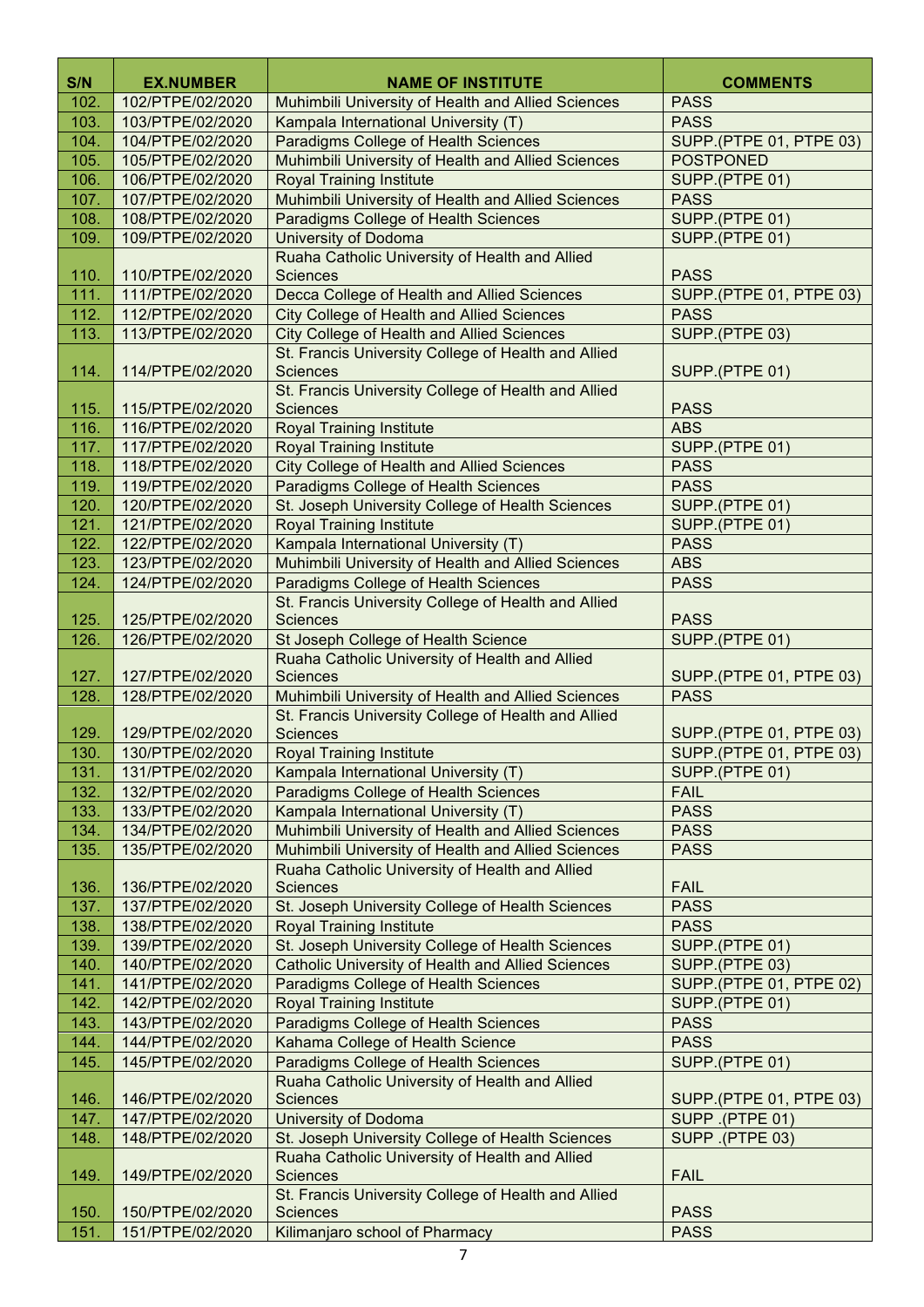| S/N | EX.NUMBER | NAME OF INSTITUTE | COMMENTS |
|---|---|---|---|
| 102. | 102/PTPE/02/2020 | Muhimbili University of Health and Allied Sciences | PASS |
| 103. | 103/PTPE/02/2020 | Kampala International University (T) | PASS |
| 104. | 104/PTPE/02/2020 | Paradigms College of Health Sciences | SUPP.(PTPE 01, PTPE 03) |
| 105. | 105/PTPE/02/2020 | Muhimbili University of Health and Allied Sciences | POSTPONED |
| 106. | 106/PTPE/02/2020 | Royal Training Institute | SUPP.(PTPE 01) |
| 107. | 107/PTPE/02/2020 | Muhimbili University of Health and Allied Sciences | PASS |
| 108. | 108/PTPE/02/2020 | Paradigms College of Health Sciences | SUPP.(PTPE 01) |
| 109. | 109/PTPE/02/2020 | University of Dodoma | SUPP.(PTPE 01) |
| 110. | 110/PTPE/02/2020 | Ruaha Catholic University of Health and Allied Sciences | PASS |
| 111. | 111/PTPE/02/2020 | Decca College of Health and Allied Sciences | SUPP.(PTPE 01, PTPE 03) |
| 112. | 112/PTPE/02/2020 | City College of Health and Allied Sciences | PASS |
| 113. | 113/PTPE/02/2020 | City College of Health and Allied Sciences | SUPP.(PTPE 03) |
| 114. | 114/PTPE/02/2020 | St. Francis University College of Health and Allied Sciences | SUPP.(PTPE 01) |
| 115. | 115/PTPE/02/2020 | St. Francis University College of Health and Allied Sciences | PASS |
| 116. | 116/PTPE/02/2020 | Royal Training Institute | ABS |
| 117. | 117/PTPE/02/2020 | Royal Training Institute | SUPP.(PTPE 01) |
| 118. | 118/PTPE/02/2020 | City College of Health and Allied Sciences | PASS |
| 119. | 119/PTPE/02/2020 | Paradigms College of Health Sciences | PASS |
| 120. | 120/PTPE/02/2020 | St. Joseph University College of Health Sciences | SUPP.(PTPE 01) |
| 121. | 121/PTPE/02/2020 | Royal Training Institute | SUPP.(PTPE 01) |
| 122. | 122/PTPE/02/2020 | Kampala International University (T) | PASS |
| 123. | 123/PTPE/02/2020 | Muhimbili University of Health and Allied Sciences | ABS |
| 124. | 124/PTPE/02/2020 | Paradigms College of Health Sciences | PASS |
| 125. | 125/PTPE/02/2020 | St. Francis University College of Health and Allied Sciences | PASS |
| 126. | 126/PTPE/02/2020 | St Joseph College of Health Science | SUPP.(PTPE 01) |
| 127. | 127/PTPE/02/2020 | Ruaha Catholic University of Health and Allied Sciences | SUPP.(PTPE 01, PTPE 03) |
| 128. | 128/PTPE/02/2020 | Muhimbili University of Health and Allied Sciences | PASS |
| 129. | 129/PTPE/02/2020 | St. Francis University College of Health and Allied Sciences | SUPP.(PTPE 01, PTPE 03) |
| 130. | 130/PTPE/02/2020 | Royal Training Institute | SUPP.(PTPE 01, PTPE 03) |
| 131. | 131/PTPE/02/2020 | Kampala International University (T) | SUPP.(PTPE 01) |
| 132. | 132/PTPE/02/2020 | Paradigms College of Health Sciences | FAIL |
| 133. | 133/PTPE/02/2020 | Kampala International University (T) | PASS |
| 134. | 134/PTPE/02/2020 | Muhimbili University of Health and Allied Sciences | PASS |
| 135. | 135/PTPE/02/2020 | Muhimbili University of Health and Allied Sciences | PASS |
| 136. | 136/PTPE/02/2020 | Ruaha Catholic University of Health and Allied Sciences | FAIL |
| 137. | 137/PTPE/02/2020 | St. Joseph University College of Health Sciences | PASS |
| 138. | 138/PTPE/02/2020 | Royal Training Institute | PASS |
| 139. | 139/PTPE/02/2020 | St. Joseph University College of Health Sciences | SUPP.(PTPE 01) |
| 140. | 140/PTPE/02/2020 | Catholic University of Health and Allied Sciences | SUPP.(PTPE 03) |
| 141. | 141/PTPE/02/2020 | Paradigms College of Health Sciences | SUPP.(PTPE 01, PTPE 02) |
| 142. | 142/PTPE/02/2020 | Royal Training Institute | SUPP.(PTPE 01) |
| 143. | 143/PTPE/02/2020 | Paradigms College of Health Sciences | PASS |
| 144. | 144/PTPE/02/2020 | Kahama College of Health Science | PASS |
| 145. | 145/PTPE/02/2020 | Paradigms College of Health Sciences | SUPP.(PTPE 01) |
| 146. | 146/PTPE/02/2020 | Ruaha Catholic University of Health and Allied Sciences | SUPP.(PTPE 01, PTPE 03) |
| 147. | 147/PTPE/02/2020 | University of Dodoma | SUPP .(PTPE 01) |
| 148. | 148/PTPE/02/2020 | St. Joseph University College of Health Sciences | SUPP .(PTPE 03) |
| 149. | 149/PTPE/02/2020 | Ruaha Catholic University of Health and Allied Sciences | FAIL |
| 150. | 150/PTPE/02/2020 | St. Francis University College of Health and Allied Sciences | PASS |
| 151. | 151/PTPE/02/2020 | Kilimanjaro school of Pharmacy | PASS |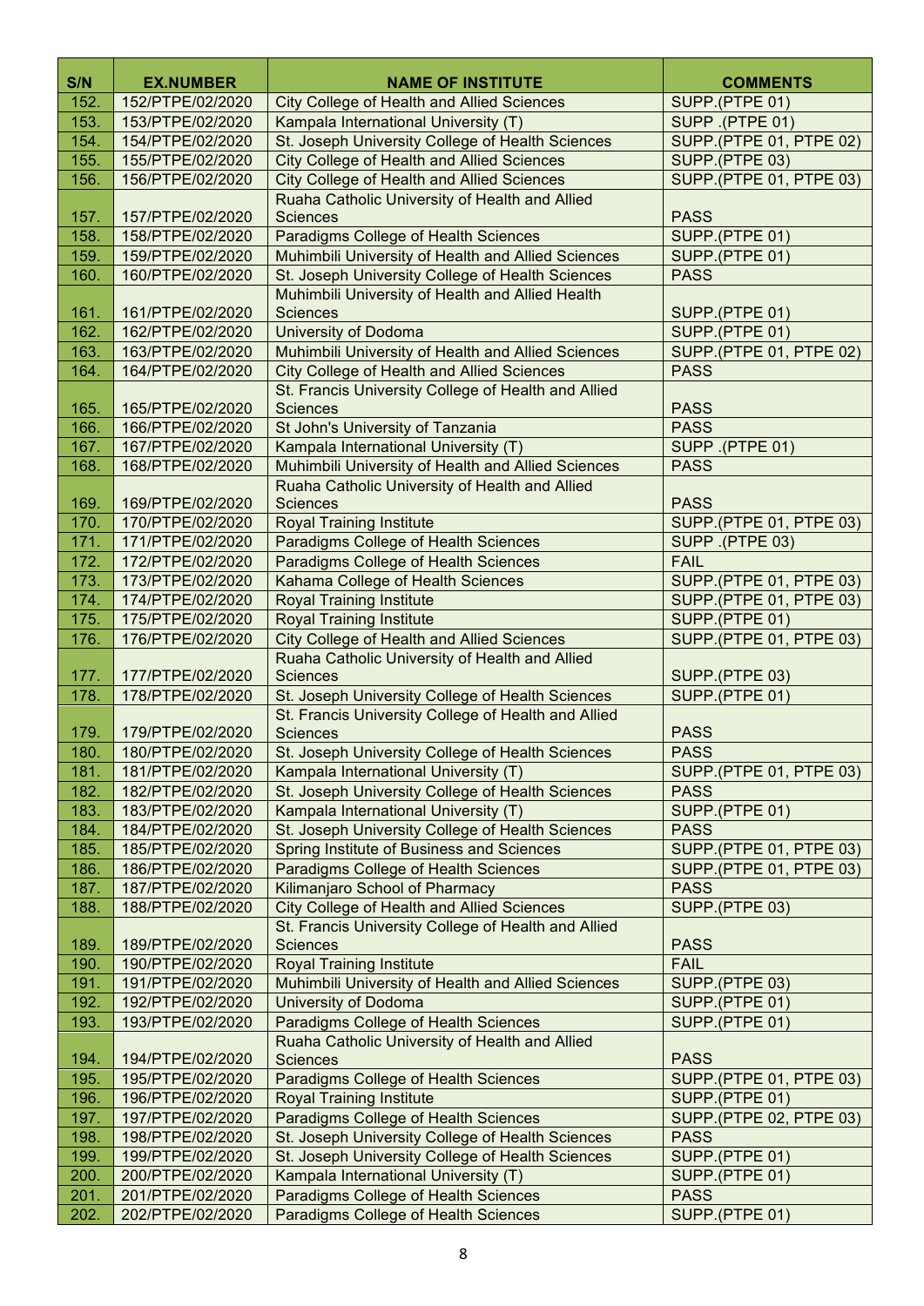| S/N | EX.NUMBER | NAME OF INSTITUTE | COMMENTS |
|---|---|---|---|
| 152. | 152/PTPE/02/2020 | City College of Health and Allied Sciences | SUPP.(PTPE 01) |
| 153. | 153/PTPE/02/2020 | Kampala International University (T) | SUPP .(PTPE 01) |
| 154. | 154/PTPE/02/2020 | St. Joseph University College of Health Sciences | SUPP.(PTPE 01, PTPE 02) |
| 155. | 155/PTPE/02/2020 | City College of Health and Allied Sciences | SUPP.(PTPE 03) |
| 156. | 156/PTPE/02/2020 | City College of Health and Allied Sciences | SUPP.(PTPE 01, PTPE 03) |
| 157. | 157/PTPE/02/2020 | Ruaha Catholic University of Health and Allied Sciences | PASS |
| 158. | 158/PTPE/02/2020 | Paradigms College of Health Sciences | SUPP.(PTPE 01) |
| 159. | 159/PTPE/02/2020 | Muhimbili University of Health and Allied Sciences | SUPP.(PTPE 01) |
| 160. | 160/PTPE/02/2020 | St. Joseph University College of Health Sciences | PASS |
| 161. | 161/PTPE/02/2020 | Muhimbili University of Health and Allied Health Sciences | SUPP.(PTPE 01) |
| 162. | 162/PTPE/02/2020 | University of Dodoma | SUPP.(PTPE 01) |
| 163. | 163/PTPE/02/2020 | Muhimbili University of Health and Allied Sciences | SUPP.(PTPE 01, PTPE 02) |
| 164. | 164/PTPE/02/2020 | City College of Health and Allied Sciences | PASS |
| 165. | 165/PTPE/02/2020 | St. Francis University College of Health and Allied Sciences | PASS |
| 166. | 166/PTPE/02/2020 | St John's University of Tanzania | PASS |
| 167. | 167/PTPE/02/2020 | Kampala International University (T) | SUPP .(PTPE 01) |
| 168. | 168/PTPE/02/2020 | Muhimbili University of Health and Allied Sciences | PASS |
| 169. | 169/PTPE/02/2020 | Ruaha Catholic University of Health and Allied Sciences | PASS |
| 170. | 170/PTPE/02/2020 | Royal Training Institute | SUPP.(PTPE 01, PTPE 03) |
| 171. | 171/PTPE/02/2020 | Paradigms College of Health Sciences | SUPP .(PTPE 03) |
| 172. | 172/PTPE/02/2020 | Paradigms College of Health Sciences | FAIL |
| 173. | 173/PTPE/02/2020 | Kahama College of Health Sciences | SUPP.(PTPE 01, PTPE 03) |
| 174. | 174/PTPE/02/2020 | Royal Training Institute | SUPP.(PTPE 01, PTPE 03) |
| 175. | 175/PTPE/02/2020 | Royal Training Institute | SUPP.(PTPE 01) |
| 176. | 176/PTPE/02/2020 | City College of Health and Allied Sciences | SUPP.(PTPE 01, PTPE 03) |
| 177. | 177/PTPE/02/2020 | Ruaha Catholic University of Health and Allied Sciences | SUPP.(PTPE 03) |
| 178. | 178/PTPE/02/2020 | St. Joseph University College of Health Sciences | SUPP.(PTPE 01) |
| 179. | 179/PTPE/02/2020 | St. Francis University College of Health and Allied Sciences | PASS |
| 180. | 180/PTPE/02/2020 | St. Joseph University College of Health Sciences | PASS |
| 181. | 181/PTPE/02/2020 | Kampala International University (T) | SUPP.(PTPE 01, PTPE 03) |
| 182. | 182/PTPE/02/2020 | St. Joseph University College of Health Sciences | PASS |
| 183. | 183/PTPE/02/2020 | Kampala International University (T) | SUPP.(PTPE 01) |
| 184. | 184/PTPE/02/2020 | St. Joseph University College of Health Sciences | PASS |
| 185. | 185/PTPE/02/2020 | Spring Institute of Business and Sciences | SUPP.(PTPE 01, PTPE 03) |
| 186. | 186/PTPE/02/2020 | Paradigms College of Health Sciences | SUPP.(PTPE 01, PTPE 03) |
| 187. | 187/PTPE/02/2020 | Kilimanjaro School of Pharmacy | PASS |
| 188. | 188/PTPE/02/2020 | City College of Health and Allied Sciences | SUPP.(PTPE 03) |
| 189. | 189/PTPE/02/2020 | St. Francis University College of Health and Allied Sciences | PASS |
| 190. | 190/PTPE/02/2020 | Royal Training Institute | FAIL |
| 191. | 191/PTPE/02/2020 | Muhimbili University of Health and Allied Sciences | SUPP.(PTPE 03) |
| 192. | 192/PTPE/02/2020 | University of Dodoma | SUPP.(PTPE 01) |
| 193. | 193/PTPE/02/2020 | Paradigms College of Health Sciences | SUPP.(PTPE 01) |
| 194. | 194/PTPE/02/2020 | Ruaha Catholic University of Health and Allied Sciences | PASS |
| 195. | 195/PTPE/02/2020 | Paradigms College of Health Sciences | SUPP.(PTPE 01, PTPE 03) |
| 196. | 196/PTPE/02/2020 | Royal Training Institute | SUPP.(PTPE 01) |
| 197. | 197/PTPE/02/2020 | Paradigms College of Health Sciences | SUPP.(PTPE 02, PTPE 03) |
| 198. | 198/PTPE/02/2020 | St. Joseph University College of Health Sciences | PASS |
| 199. | 199/PTPE/02/2020 | St. Joseph University College of Health Sciences | SUPP.(PTPE 01) |
| 200. | 200/PTPE/02/2020 | Kampala International University (T) | SUPP.(PTPE 01) |
| 201. | 201/PTPE/02/2020 | Paradigms College of Health Sciences | PASS |
| 202. | 202/PTPE/02/2020 | Paradigms College of Health Sciences | SUPP.(PTPE 01) |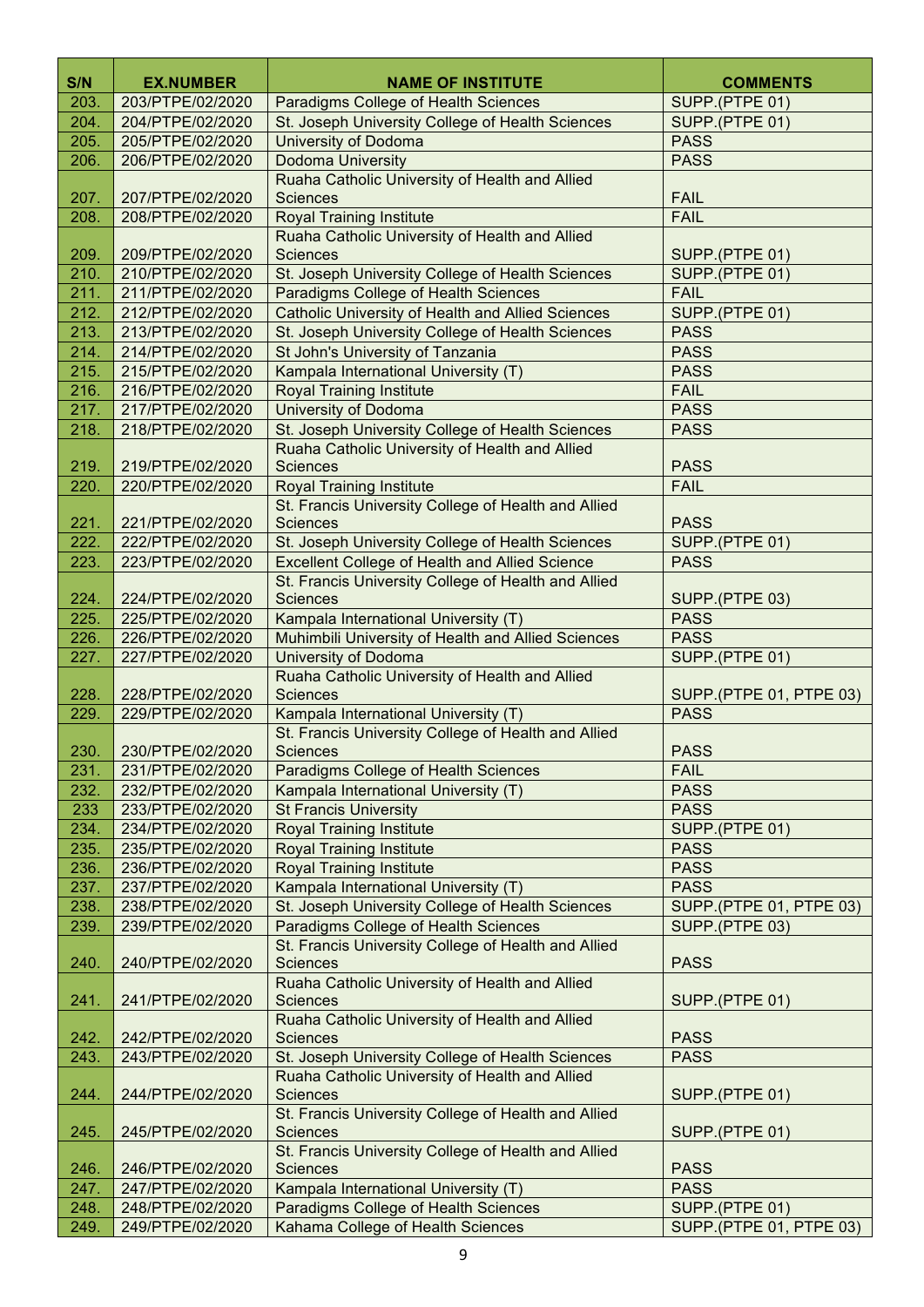| S/N | EX.NUMBER | NAME OF INSTITUTE | COMMENTS |
|---|---|---|---|
| 203. | 203/PTPE/02/2020 | Paradigms College of Health Sciences | SUPP.(PTPE 01) |
| 204. | 204/PTPE/02/2020 | St. Joseph University College of Health Sciences | SUPP.(PTPE 01) |
| 205. | 205/PTPE/02/2020 | University of Dodoma | PASS |
| 206. | 206/PTPE/02/2020 | Dodoma University | PASS |
| 207. | 207/PTPE/02/2020 | Ruaha Catholic University of Health and Allied Sciences | FAIL |
| 208. | 208/PTPE/02/2020 | Royal Training Institute | FAIL |
| 209. | 209/PTPE/02/2020 | Ruaha Catholic University of Health and Allied Sciences | SUPP.(PTPE 01) |
| 210. | 210/PTPE/02/2020 | St. Joseph University College of Health Sciences | SUPP.(PTPE 01) |
| 211. | 211/PTPE/02/2020 | Paradigms College of Health Sciences | FAIL |
| 212. | 212/PTPE/02/2020 | Catholic University of Health and Allied Sciences | SUPP.(PTPE 01) |
| 213. | 213/PTPE/02/2020 | St. Joseph University College of Health Sciences | PASS |
| 214. | 214/PTPE/02/2020 | St John's University of Tanzania | PASS |
| 215. | 215/PTPE/02/2020 | Kampala International University (T) | PASS |
| 216. | 216/PTPE/02/2020 | Royal Training Institute | FAIL |
| 217. | 217/PTPE/02/2020 | University of Dodoma | PASS |
| 218. | 218/PTPE/02/2020 | St. Joseph University College of Health Sciences | PASS |
| 219. | 219/PTPE/02/2020 | Ruaha Catholic University of Health and Allied Sciences | PASS |
| 220. | 220/PTPE/02/2020 | Royal Training Institute | FAIL |
| 221. | 221/PTPE/02/2020 | St. Francis University College of Health and Allied Sciences | PASS |
| 222. | 222/PTPE/02/2020 | St. Joseph University College of Health Sciences | SUPP.(PTPE 01) |
| 223. | 223/PTPE/02/2020 | Excellent College of Health and Allied Science | PASS |
| 224. | 224/PTPE/02/2020 | St. Francis University College of Health and Allied Sciences | SUPP.(PTPE 03) |
| 225. | 225/PTPE/02/2020 | Kampala International University (T) | PASS |
| 226. | 226/PTPE/02/2020 | Muhimbili University of Health and Allied Sciences | PASS |
| 227. | 227/PTPE/02/2020 | University of Dodoma | SUPP.(PTPE 01) |
| 228. | 228/PTPE/02/2020 | Ruaha Catholic University of Health and Allied Sciences | SUPP.(PTPE 01, PTPE 03) |
| 229. | 229/PTPE/02/2020 | Kampala International University (T) | PASS |
| 230. | 230/PTPE/02/2020 | St. Francis University College of Health and Allied Sciences | PASS |
| 231. | 231/PTPE/02/2020 | Paradigms College of Health Sciences | FAIL |
| 232. | 232/PTPE/02/2020 | Kampala International University (T) | PASS |
| 233 | 233/PTPE/02/2020 | St Francis University | PASS |
| 234. | 234/PTPE/02/2020 | Royal Training Institute | SUPP.(PTPE 01) |
| 235. | 235/PTPE/02/2020 | Royal Training Institute | PASS |
| 236. | 236/PTPE/02/2020 | Royal Training Institute | PASS |
| 237. | 237/PTPE/02/2020 | Kampala International University (T) | PASS |
| 238. | 238/PTPE/02/2020 | St. Joseph University College of Health Sciences | SUPP.(PTPE 01, PTPE 03) |
| 239. | 239/PTPE/02/2020 | Paradigms College of Health Sciences | SUPP.(PTPE 03) |
| 240. | 240/PTPE/02/2020 | St. Francis University College of Health and Allied Sciences | PASS |
| 241. | 241/PTPE/02/2020 | Ruaha Catholic University of Health and Allied Sciences | SUPP.(PTPE 01) |
| 242. | 242/PTPE/02/2020 | Ruaha Catholic University of Health and Allied Sciences | PASS |
| 243. | 243/PTPE/02/2020 | St. Joseph University College of Health Sciences | PASS |
| 244. | 244/PTPE/02/2020 | Ruaha Catholic University of Health and Allied Sciences | SUPP.(PTPE 01) |
| 245. | 245/PTPE/02/2020 | St. Francis University College of Health and Allied Sciences | SUPP.(PTPE 01) |
| 246. | 246/PTPE/02/2020 | St. Francis University College of Health and Allied Sciences | PASS |
| 247. | 247/PTPE/02/2020 | Kampala International University (T) | PASS |
| 248. | 248/PTPE/02/2020 | Paradigms College of Health Sciences | SUPP.(PTPE 01) |
| 249. | 249/PTPE/02/2020 | Kahama College of Health Sciences | SUPP.(PTPE 01, PTPE 03) |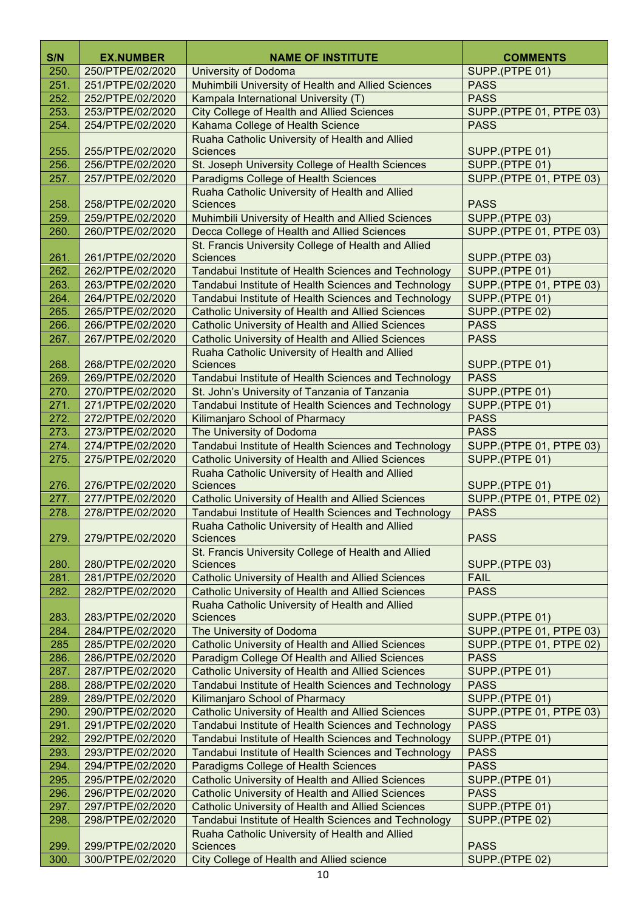| S/N | EX.NUMBER | NAME OF INSTITUTE | COMMENTS |
|---|---|---|---|
| 250. | 250/PTPE/02/2020 | University of Dodoma | SUPP.(PTPE 01) |
| 251. | 251/PTPE/02/2020 | Muhimbili University of Health and Allied Sciences | PASS |
| 252. | 252/PTPE/02/2020 | Kampala International University (T) | PASS |
| 253. | 253/PTPE/02/2020 | City College of Health and Allied Sciences | SUPP.(PTPE 01, PTPE 03) |
| 254. | 254/PTPE/02/2020 | Kahama College of Health Science | PASS |
| 255. | 255/PTPE/02/2020 | Ruaha Catholic University of Health and Allied Sciences | SUPP.(PTPE 01) |
| 256. | 256/PTPE/02/2020 | St. Joseph University College of Health Sciences | SUPP.(PTPE 01) |
| 257. | 257/PTPE/02/2020 | Paradigms College of Health Sciences | SUPP.(PTPE 01, PTPE 03) |
| 258. | 258/PTPE/02/2020 | Ruaha Catholic University of Health and Allied Sciences | PASS |
| 259. | 259/PTPE/02/2020 | Muhimbili University of Health and Allied Sciences | SUPP.(PTPE 03) |
| 260. | 260/PTPE/02/2020 | Decca College of Health and Allied Sciences | SUPP.(PTPE 01, PTPE 03) |
| 261. | 261/PTPE/02/2020 | St. Francis University College of Health and Allied Sciences | SUPP.(PTPE 03) |
| 262. | 262/PTPE/02/2020 | Tandabui Institute of Health Sciences and Technology | SUPP.(PTPE 01) |
| 263. | 263/PTPE/02/2020 | Tandabui Institute of Health Sciences and Technology | SUPP.(PTPE 01, PTPE 03) |
| 264. | 264/PTPE/02/2020 | Tandabui Institute of Health Sciences and Technology | SUPP.(PTPE 01) |
| 265. | 265/PTPE/02/2020 | Catholic University of Health and Allied Sciences | SUPP.(PTPE 02) |
| 266. | 266/PTPE/02/2020 | Catholic University of Health and Allied Sciences | PASS |
| 267. | 267/PTPE/02/2020 | Catholic University of Health and Allied Sciences | PASS |
| 268. | 268/PTPE/02/2020 | Ruaha Catholic University of Health and Allied Sciences | SUPP.(PTPE 01) |
| 269. | 269/PTPE/02/2020 | Tandabui Institute of Health Sciences and Technology | PASS |
| 270. | 270/PTPE/02/2020 | St. John's University of Tanzania of Tanzania | SUPP.(PTPE 01) |
| 271. | 271/PTPE/02/2020 | Tandabui Institute of Health Sciences and Technology | SUPP.(PTPE 01) |
| 272. | 272/PTPE/02/2020 | Kilimanjaro School of Pharmacy | PASS |
| 273. | 273/PTPE/02/2020 | The University of Dodoma | PASS |
| 274. | 274/PTPE/02/2020 | Tandabui Institute of Health Sciences and Technology | SUPP.(PTPE 01, PTPE 03) |
| 275. | 275/PTPE/02/2020 | Catholic University of Health and Allied Sciences | SUPP.(PTPE 01) |
| 276. | 276/PTPE/02/2020 | Ruaha Catholic University of Health and Allied Sciences | SUPP.(PTPE 01) |
| 277. | 277/PTPE/02/2020 | Catholic University of Health and Allied Sciences | SUPP.(PTPE 01, PTPE 02) |
| 278. | 278/PTPE/02/2020 | Tandabui Institute of Health Sciences and Technology | PASS |
| 279. | 279/PTPE/02/2020 | Ruaha Catholic University of Health and Allied Sciences | PASS |
| 280. | 280/PTPE/02/2020 | St. Francis University College of Health and Allied Sciences | SUPP.(PTPE 03) |
| 281. | 281/PTPE/02/2020 | Catholic University of Health and Allied Sciences | FAIL |
| 282. | 282/PTPE/02/2020 | Catholic University of Health and Allied Sciences | PASS |
| 283. | 283/PTPE/02/2020 | Ruaha Catholic University of Health and Allied Sciences | SUPP.(PTPE 01) |
| 284. | 284/PTPE/02/2020 | The University of Dodoma | SUPP.(PTPE 01, PTPE 03) |
| 285 | 285/PTPE/02/2020 | Catholic University of Health and Allied Sciences | SUPP.(PTPE 01, PTPE 02) |
| 286. | 286/PTPE/02/2020 | Paradigm College Of Health and Allied Sciences | PASS |
| 287. | 287/PTPE/02/2020 | Catholic University of Health and Allied Sciences | SUPP.(PTPE 01) |
| 288. | 288/PTPE/02/2020 | Tandabui Institute of Health Sciences and Technology | PASS |
| 289. | 289/PTPE/02/2020 | Kilimanjaro School of Pharmacy | SUPP.(PTPE 01) |
| 290. | 290/PTPE/02/2020 | Catholic University of Health and Allied Sciences | SUPP.(PTPE 01, PTPE 03) |
| 291. | 291/PTPE/02/2020 | Tandabui Institute of Health Sciences and Technology | PASS |
| 292. | 292/PTPE/02/2020 | Tandabui Institute of Health Sciences and Technology | SUPP.(PTPE 01) |
| 293. | 293/PTPE/02/2020 | Tandabui Institute of Health Sciences and Technology | PASS |
| 294. | 294/PTPE/02/2020 | Paradigms College of Health Sciences | PASS |
| 295. | 295/PTPE/02/2020 | Catholic University of Health and Allied Sciences | SUPP.(PTPE 01) |
| 296. | 296/PTPE/02/2020 | Catholic University of Health and Allied Sciences | PASS |
| 297. | 297/PTPE/02/2020 | Catholic University of Health and Allied Sciences | SUPP.(PTPE 01) |
| 298. | 298/PTPE/02/2020 | Tandabui Institute of Health Sciences and Technology | SUPP.(PTPE 02) |
| 299. | 299/PTPE/02/2020 | Ruaha Catholic University of Health and Allied Sciences | PASS |
| 300. | 300/PTPE/02/2020 | City College of Health and Allied science | SUPP.(PTPE 02) |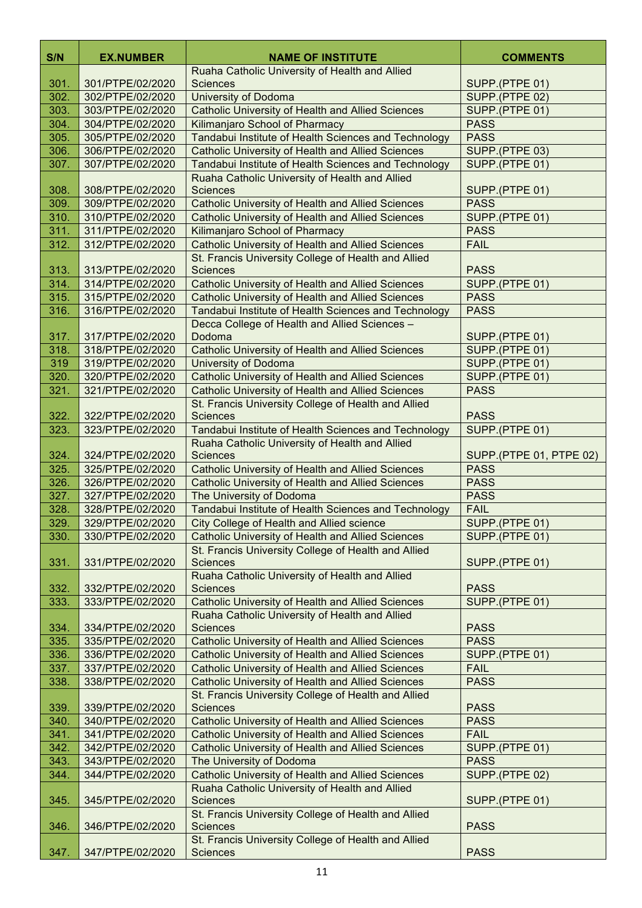| S/N | EX.NUMBER | NAME OF INSTITUTE | COMMENTS |
|---|---|---|---|
| 301. | 301/PTPE/02/2020 | Ruaha Catholic University of Health and Allied Sciences | SUPP.(PTPE 01) |
| 302. | 302/PTPE/02/2020 | University of Dodoma | SUPP.(PTPE 02) |
| 303. | 303/PTPE/02/2020 | Catholic University of Health and Allied Sciences | SUPP.(PTPE 01) |
| 304. | 304/PTPE/02/2020 | Kilimanjaro School of Pharmacy | PASS |
| 305. | 305/PTPE/02/2020 | Tandabui Institute of Health Sciences and Technology | PASS |
| 306. | 306/PTPE/02/2020 | Catholic University of Health and Allied Sciences | SUPP.(PTPE 03) |
| 307. | 307/PTPE/02/2020 | Tandabui Institute of Health Sciences and Technology | SUPP.(PTPE 01) |
| 308. | 308/PTPE/02/2020 | Ruaha Catholic University of Health and Allied Sciences | SUPP.(PTPE 01) |
| 309. | 309/PTPE/02/2020 | Catholic University of Health and Allied Sciences | PASS |
| 310. | 310/PTPE/02/2020 | Catholic University of Health and Allied Sciences | SUPP.(PTPE 01) |
| 311. | 311/PTPE/02/2020 | Kilimanjaro School of Pharmacy | PASS |
| 312. | 312/PTPE/02/2020 | Catholic University of Health and Allied Sciences | FAIL |
| 313. | 313/PTPE/02/2020 | St. Francis University College of Health and Allied Sciences | PASS |
| 314. | 314/PTPE/02/2020 | Catholic University of Health and Allied Sciences | SUPP.(PTPE 01) |
| 315. | 315/PTPE/02/2020 | Catholic University of Health and Allied Sciences | PASS |
| 316. | 316/PTPE/02/2020 | Tandabui Institute of Health Sciences and Technology | PASS |
| 317. | 317/PTPE/02/2020 | Decca College of Health and Allied Sciences – Dodoma | SUPP.(PTPE 01) |
| 318. | 318/PTPE/02/2020 | Catholic University of Health and Allied Sciences | SUPP.(PTPE 01) |
| 319 | 319/PTPE/02/2020 | University of Dodoma | SUPP.(PTPE 01) |
| 320. | 320/PTPE/02/2020 | Catholic University of Health and Allied Sciences | SUPP.(PTPE 01) |
| 321. | 321/PTPE/02/2020 | Catholic University of Health and Allied Sciences | PASS |
| 322. | 322/PTPE/02/2020 | St. Francis University College of Health and Allied Sciences | PASS |
| 323. | 323/PTPE/02/2020 | Tandabui Institute of Health Sciences and Technology | SUPP.(PTPE 01) |
| 324. | 324/PTPE/02/2020 | Ruaha Catholic University of Health and Allied Sciences | SUPP.(PTPE 01, PTPE 02) |
| 325. | 325/PTPE/02/2020 | Catholic University of Health and Allied Sciences | PASS |
| 326. | 326/PTPE/02/2020 | Catholic University of Health and Allied Sciences | PASS |
| 327. | 327/PTPE/02/2020 | The University of Dodoma | PASS |
| 328. | 328/PTPE/02/2020 | Tandabui Institute of Health Sciences and Technology | FAIL |
| 329. | 329/PTPE/02/2020 | City College of Health and Allied science | SUPP.(PTPE 01) |
| 330. | 330/PTPE/02/2020 | Catholic University of Health and Allied Sciences | SUPP.(PTPE 01) |
| 331. | 331/PTPE/02/2020 | St. Francis University College of Health and Allied Sciences | SUPP.(PTPE 01) |
| 332. | 332/PTPE/02/2020 | Ruaha Catholic University of Health and Allied Sciences | PASS |
| 333. | 333/PTPE/02/2020 | Catholic University of Health and Allied Sciences | SUPP.(PTPE 01) |
| 334. | 334/PTPE/02/2020 | Ruaha Catholic University of Health and Allied Sciences | PASS |
| 335. | 335/PTPE/02/2020 | Catholic University of Health and Allied Sciences | PASS |
| 336. | 336/PTPE/02/2020 | Catholic University of Health and Allied Sciences | SUPP.(PTPE 01) |
| 337. | 337/PTPE/02/2020 | Catholic University of Health and Allied Sciences | FAIL |
| 338. | 338/PTPE/02/2020 | Catholic University of Health and Allied Sciences | PASS |
| 339. | 339/PTPE/02/2020 | St. Francis University College of Health and Allied Sciences | PASS |
| 340. | 340/PTPE/02/2020 | Catholic University of Health and Allied Sciences | PASS |
| 341. | 341/PTPE/02/2020 | Catholic University of Health and Allied Sciences | FAIL |
| 342. | 342/PTPE/02/2020 | Catholic University of Health and Allied Sciences | SUPP.(PTPE 01) |
| 343. | 343/PTPE/02/2020 | The University of Dodoma | PASS |
| 344. | 344/PTPE/02/2020 | Catholic University of Health and Allied Sciences | SUPP.(PTPE 02) |
| 345. | 345/PTPE/02/2020 | Ruaha Catholic University of Health and Allied Sciences | SUPP.(PTPE 01) |
| 346. | 346/PTPE/02/2020 | St. Francis University College of Health and Allied Sciences | PASS |
| 347. | 347/PTPE/02/2020 | St. Francis University College of Health and Allied Sciences | PASS |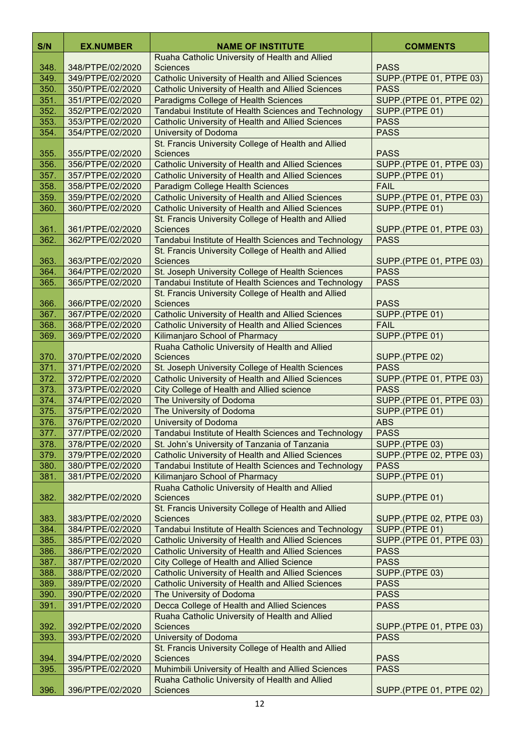| S/N | EX.NUMBER | NAME OF INSTITUTE | COMMENTS |
|---|---|---|---|
| 348. | 348/PTPE/02/2020 | Ruaha Catholic University of Health and Allied Sciences | PASS |
| 349. | 349/PTPE/02/2020 | Catholic University of Health and Allied Sciences | SUPP.(PTPE 01, PTPE 03) |
| 350. | 350/PTPE/02/2020 | Catholic University of Health and Allied Sciences | PASS |
| 351. | 351/PTPE/02/2020 | Paradigms College of Health Sciences | SUPP.(PTPE 01, PTPE 02) |
| 352. | 352/PTPE/02/2020 | Tandabui Institute of Health Sciences and Technology | SUPP.(PTPE 01) |
| 353. | 353/PTPE/02/2020 | Catholic University of Health and Allied Sciences | PASS |
| 354. | 354/PTPE/02/2020 | University of Dodoma | PASS |
| 355. | 355/PTPE/02/2020 | St. Francis University College of Health and Allied Sciences | PASS |
| 356. | 356/PTPE/02/2020 | Catholic University of Health and Allied Sciences | SUPP.(PTPE 01, PTPE 03) |
| 357. | 357/PTPE/02/2020 | Catholic University of Health and Allied Sciences | SUPP.(PTPE 01) |
| 358. | 358/PTPE/02/2020 | Paradigm College Health Sciences | FAIL |
| 359. | 359/PTPE/02/2020 | Catholic University of Health and Allied Sciences | SUPP.(PTPE 01, PTPE 03) |
| 360. | 360/PTPE/02/2020 | Catholic University of Health and Allied Sciences | SUPP.(PTPE 01) |
| 361. | 361/PTPE/02/2020 | St. Francis University College of Health and Allied Sciences | SUPP.(PTPE 01, PTPE 03) |
| 362. | 362/PTPE/02/2020 | Tandabui Institute of Health Sciences and Technology | PASS |
| 363. | 363/PTPE/02/2020 | St. Francis University College of Health and Allied Sciences | SUPP.(PTPE 01, PTPE 03) |
| 364. | 364/PTPE/02/2020 | St. Joseph University College of Health Sciences | PASS |
| 365. | 365/PTPE/02/2020 | Tandabui Institute of Health Sciences and Technology | PASS |
| 366. | 366/PTPE/02/2020 | St. Francis University College of Health and Allied Sciences | PASS |
| 367. | 367/PTPE/02/2020 | Catholic University of Health and Allied Sciences | SUPP.(PTPE 01) |
| 368. | 368/PTPE/02/2020 | Catholic University of Health and Allied Sciences | FAIL |
| 369. | 369/PTPE/02/2020 | Kilimanjaro School of Pharmacy | SUPP.(PTPE 01) |
| 370. | 370/PTPE/02/2020 | Ruaha Catholic University of Health and Allied Sciences | SUPP.(PTPE 02) |
| 371. | 371/PTPE/02/2020 | St. Joseph University College of Health Sciences | PASS |
| 372. | 372/PTPE/02/2020 | Catholic University of Health and Allied Sciences | SUPP.(PTPE 01, PTPE 03) |
| 373. | 373/PTPE/02/2020 | City College of Health and Allied science | PASS |
| 374. | 374/PTPE/02/2020 | The University of Dodoma | SUPP.(PTPE 01, PTPE 03) |
| 375. | 375/PTPE/02/2020 | The University of Dodoma | SUPP.(PTPE 01) |
| 376. | 376/PTPE/02/2020 | University of Dodoma | ABS |
| 377. | 377/PTPE/02/2020 | Tandabui Institute of Health Sciences and Technology | PASS |
| 378. | 378/PTPE/02/2020 | St. John's University of Tanzania of Tanzania | SUPP.(PTPE 03) |
| 379. | 379/PTPE/02/2020 | Catholic University of Health and Allied Sciences | SUPP.(PTPE 02, PTPE 03) |
| 380. | 380/PTPE/02/2020 | Tandabui Institute of Health Sciences and Technology | PASS |
| 381. | 381/PTPE/02/2020 | Kilimanjaro School of Pharmacy | SUPP.(PTPE 01) |
| 382. | 382/PTPE/02/2020 | Ruaha Catholic University of Health and Allied Sciences | SUPP.(PTPE 01) |
| 383. | 383/PTPE/02/2020 | St. Francis University College of Health and Allied Sciences | SUPP.(PTPE 02, PTPE 03) |
| 384. | 384/PTPE/02/2020 | Tandabui Institute of Health Sciences and Technology | SUPP.(PTPE 01) |
| 385. | 385/PTPE/02/2020 | Catholic University of Health and Allied Sciences | SUPP.(PTPE 01, PTPE 03) |
| 386. | 386/PTPE/02/2020 | Catholic University of Health and Allied Sciences | PASS |
| 387. | 387/PTPE/02/2020 | City College of Health and Allied Science | PASS |
| 388. | 388/PTPE/02/2020 | Catholic University of Health and Allied Sciences | SUPP.(PTPE 03) |
| 389. | 389/PTPE/02/2020 | Catholic University of Health and Allied Sciences | PASS |
| 390. | 390/PTPE/02/2020 | The University of Dodoma | PASS |
| 391. | 391/PTPE/02/2020 | Decca College of Health and Allied Sciences | PASS |
| 392. | 392/PTPE/02/2020 | Ruaha Catholic University of Health and Allied Sciences | SUPP.(PTPE 01, PTPE 03) |
| 393. | 393/PTPE/02/2020 | University of Dodoma | PASS |
| 394. | 394/PTPE/02/2020 | St. Francis University College of Health and Allied Sciences | PASS |
| 395. | 395/PTPE/02/2020 | Muhimbili University of Health and Allied Sciences | PASS |
| 396. | 396/PTPE/02/2020 | Ruaha Catholic University of Health and Allied Sciences | SUPP.(PTPE 01, PTPE 02) |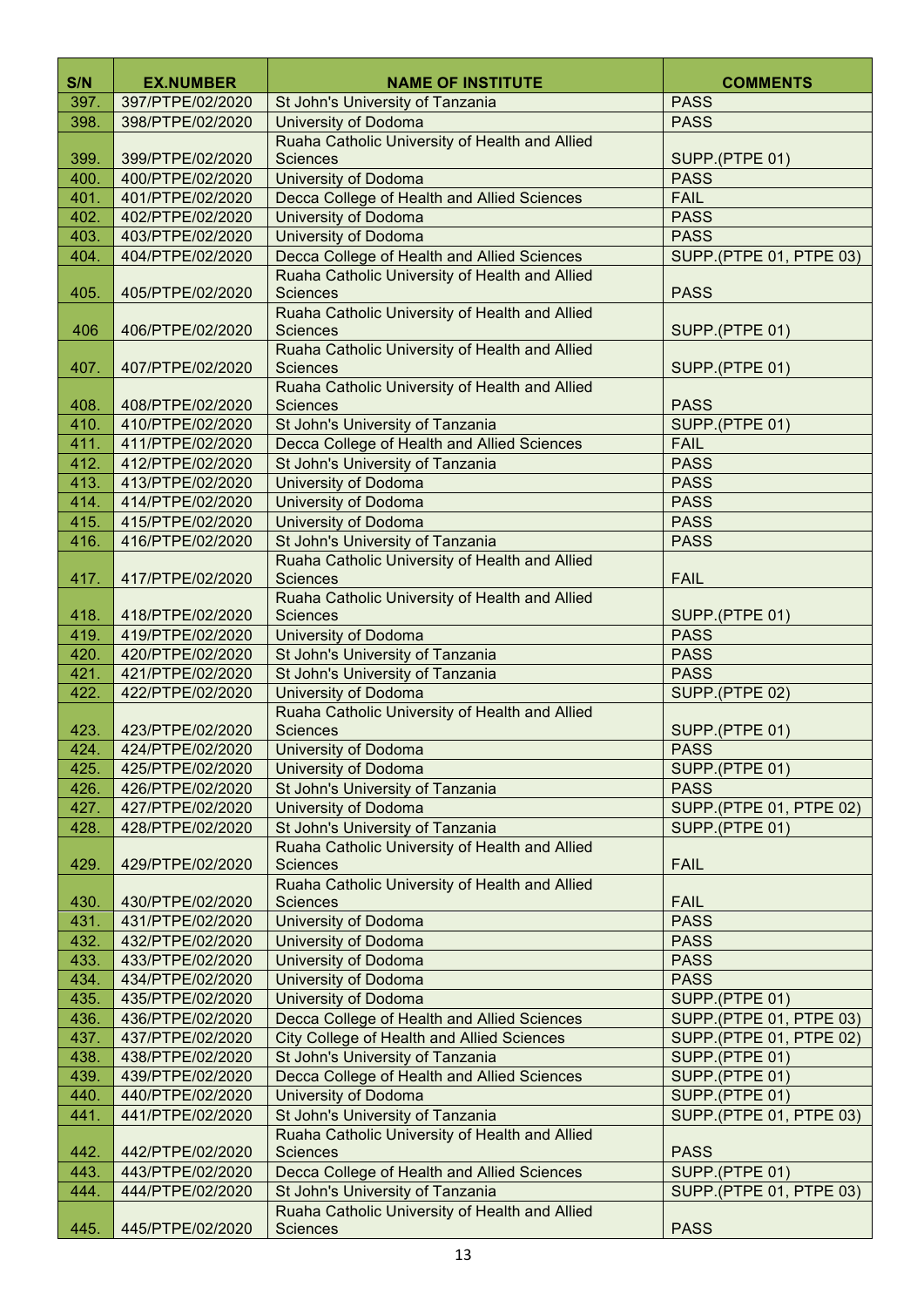| S/N | EX.NUMBER | NAME OF INSTITUTE | COMMENTS |
|---|---|---|---|
| 397. | 397/PTPE/02/2020 | St John's University of Tanzania | PASS |
| 398. | 398/PTPE/02/2020 | University of Dodoma | PASS |
| 399. | 399/PTPE/02/2020 | Ruaha Catholic University of Health and Allied Sciences | SUPP.(PTPE 01) |
| 400. | 400/PTPE/02/2020 | University of Dodoma | PASS |
| 401. | 401/PTPE/02/2020 | Decca College of Health and Allied Sciences | FAIL |
| 402. | 402/PTPE/02/2020 | University of Dodoma | PASS |
| 403. | 403/PTPE/02/2020 | University of Dodoma | PASS |
| 404. | 404/PTPE/02/2020 | Decca College of Health and Allied Sciences | SUPP.(PTPE 01, PTPE 03) |
| 405. | 405/PTPE/02/2020 | Ruaha Catholic University of Health and Allied Sciences | PASS |
| 406 | 406/PTPE/02/2020 | Ruaha Catholic University of Health and Allied Sciences | SUPP.(PTPE 01) |
| 407. | 407/PTPE/02/2020 | Ruaha Catholic University of Health and Allied Sciences | SUPP.(PTPE 01) |
| 408. | 408/PTPE/02/2020 | Ruaha Catholic University of Health and Allied Sciences | PASS |
| 410. | 410/PTPE/02/2020 | St John's University of Tanzania | SUPP.(PTPE 01) |
| 411. | 411/PTPE/02/2020 | Decca College of Health and Allied Sciences | FAIL |
| 412. | 412/PTPE/02/2020 | St John's University of Tanzania | PASS |
| 413. | 413/PTPE/02/2020 | University of Dodoma | PASS |
| 414. | 414/PTPE/02/2020 | University of Dodoma | PASS |
| 415. | 415/PTPE/02/2020 | University of Dodoma | PASS |
| 416. | 416/PTPE/02/2020 | St John's University of Tanzania | PASS |
| 417. | 417/PTPE/02/2020 | Ruaha Catholic University of Health and Allied Sciences | FAIL |
| 418. | 418/PTPE/02/2020 | Ruaha Catholic University of Health and Allied Sciences | SUPP.(PTPE 01) |
| 419. | 419/PTPE/02/2020 | University of Dodoma | PASS |
| 420. | 420/PTPE/02/2020 | St John's University of Tanzania | PASS |
| 421. | 421/PTPE/02/2020 | St John's University of Tanzania | PASS |
| 422. | 422/PTPE/02/2020 | University of Dodoma | SUPP.(PTPE 02) |
| 423. | 423/PTPE/02/2020 | Ruaha Catholic University of Health and Allied Sciences | SUPP.(PTPE 01) |
| 424. | 424/PTPE/02/2020 | University of Dodoma | PASS |
| 425. | 425/PTPE/02/2020 | University of Dodoma | SUPP.(PTPE 01) |
| 426. | 426/PTPE/02/2020 | St John's University of Tanzania | PASS |
| 427. | 427/PTPE/02/2020 | University of Dodoma | SUPP.(PTPE 01, PTPE 02) |
| 428. | 428/PTPE/02/2020 | St John's University of Tanzania | SUPP.(PTPE 01) |
| 429. | 429/PTPE/02/2020 | Ruaha Catholic University of Health and Allied Sciences | FAIL |
| 430. | 430/PTPE/02/2020 | Ruaha Catholic University of Health and Allied Sciences | FAIL |
| 431. | 431/PTPE/02/2020 | University of Dodoma | PASS |
| 432. | 432/PTPE/02/2020 | University of Dodoma | PASS |
| 433. | 433/PTPE/02/2020 | University of Dodoma | PASS |
| 434. | 434/PTPE/02/2020 | University of Dodoma | PASS |
| 435. | 435/PTPE/02/2020 | University of Dodoma | SUPP.(PTPE 01) |
| 436. | 436/PTPE/02/2020 | Decca College of Health and Allied Sciences | SUPP.(PTPE 01, PTPE 03) |
| 437. | 437/PTPE/02/2020 | City College of Health and Allied Sciences | SUPP.(PTPE 01, PTPE 02) |
| 438. | 438/PTPE/02/2020 | St John's University of Tanzania | SUPP.(PTPE 01) |
| 439. | 439/PTPE/02/2020 | Decca College of Health and Allied Sciences | SUPP.(PTPE 01) |
| 440. | 440/PTPE/02/2020 | University of Dodoma | SUPP.(PTPE 01) |
| 441. | 441/PTPE/02/2020 | St John's University of Tanzania | SUPP.(PTPE 01, PTPE 03) |
| 442. | 442/PTPE/02/2020 | Ruaha Catholic University of Health and Allied Sciences | PASS |
| 443. | 443/PTPE/02/2020 | Decca College of Health and Allied Sciences | SUPP.(PTPE 01) |
| 444. | 444/PTPE/02/2020 | St John's University of Tanzania | SUPP.(PTPE 01, PTPE 03) |
| 445. | 445/PTPE/02/2020 | Ruaha Catholic University of Health and Allied Sciences | PASS |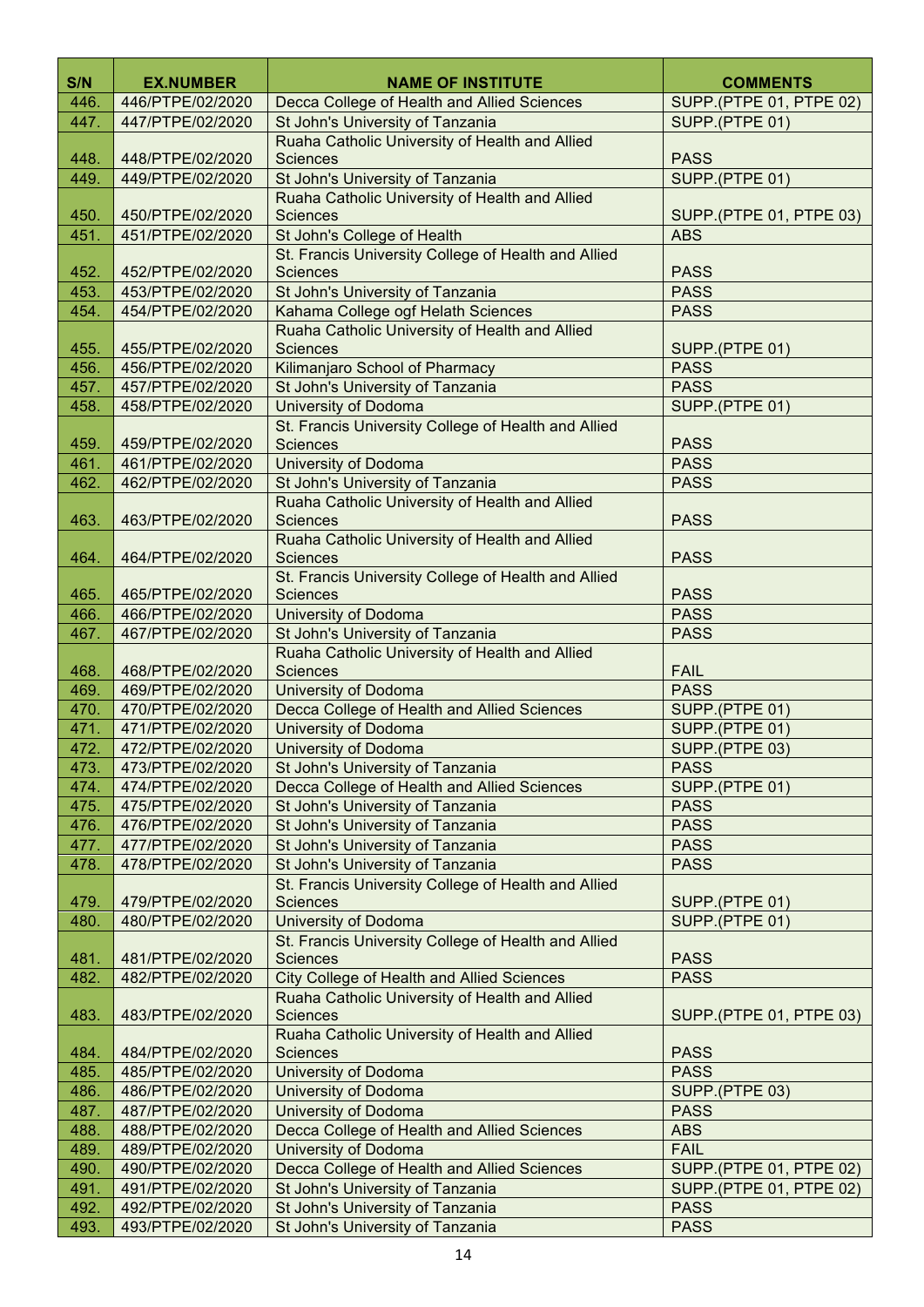| S/N | EX.NUMBER | NAME OF INSTITUTE | COMMENTS |
|---|---|---|---|
| 446. | 446/PTPE/02/2020 | Decca College of Health and Allied Sciences | SUPP.(PTPE 01, PTPE 02) |
| 447. | 447/PTPE/02/2020 | St John's University of Tanzania | SUPP.(PTPE 01) |
| 448. | 448/PTPE/02/2020 | Ruaha Catholic University of Health and Allied Sciences | PASS |
| 449. | 449/PTPE/02/2020 | St John's University of Tanzania | SUPP.(PTPE 01) |
| 450. | 450/PTPE/02/2020 | Ruaha Catholic University of Health and Allied Sciences | SUPP.(PTPE 01, PTPE 03) |
| 451. | 451/PTPE/02/2020 | St John's College of Health | ABS |
| 452. | 452/PTPE/02/2020 | St. Francis University College of Health and Allied Sciences | PASS |
| 453. | 453/PTPE/02/2020 | St John's University of Tanzania | PASS |
| 454. | 454/PTPE/02/2020 | Kahama College ogf Helath Sciences | PASS |
| 455. | 455/PTPE/02/2020 | Ruaha Catholic University of Health and Allied Sciences | SUPP.(PTPE 01) |
| 456. | 456/PTPE/02/2020 | Kilimanjaro School of Pharmacy | PASS |
| 457. | 457/PTPE/02/2020 | St John's University of Tanzania | PASS |
| 458. | 458/PTPE/02/2020 | University of Dodoma | SUPP.(PTPE 01) |
| 459. | 459/PTPE/02/2020 | St. Francis University College of Health and Allied Sciences | PASS |
| 461. | 461/PTPE/02/2020 | University of Dodoma | PASS |
| 462. | 462/PTPE/02/2020 | St John's University of Tanzania | PASS |
| 463. | 463/PTPE/02/2020 | Ruaha Catholic University of Health and Allied Sciences | PASS |
| 464. | 464/PTPE/02/2020 | Ruaha Catholic University of Health and Allied Sciences | PASS |
| 465. | 465/PTPE/02/2020 | St. Francis University College of Health and Allied Sciences | PASS |
| 466. | 466/PTPE/02/2020 | University of Dodoma | PASS |
| 467. | 467/PTPE/02/2020 | St John's University of Tanzania | PASS |
| 468. | 468/PTPE/02/2020 | Ruaha Catholic University of Health and Allied Sciences | FAIL |
| 469. | 469/PTPE/02/2020 | University of Dodoma | PASS |
| 470. | 470/PTPE/02/2020 | Decca College of Health and Allied Sciences | SUPP.(PTPE 01) |
| 471. | 471/PTPE/02/2020 | University of Dodoma | SUPP.(PTPE 01) |
| 472. | 472/PTPE/02/2020 | University of Dodoma | SUPP.(PTPE 03) |
| 473. | 473/PTPE/02/2020 | St John's University of Tanzania | PASS |
| 474. | 474/PTPE/02/2020 | Decca College of Health and Allied Sciences | SUPP.(PTPE 01) |
| 475. | 475/PTPE/02/2020 | St John's University of Tanzania | PASS |
| 476. | 476/PTPE/02/2020 | St John's University of Tanzania | PASS |
| 477. | 477/PTPE/02/2020 | St John's University of Tanzania | PASS |
| 478. | 478/PTPE/02/2020 | St John's University of Tanzania | PASS |
| 479. | 479/PTPE/02/2020 | St. Francis University College of Health and Allied Sciences | SUPP.(PTPE 01) |
| 480. | 480/PTPE/02/2020 | University of Dodoma | SUPP.(PTPE 01) |
| 481. | 481/PTPE/02/2020 | St. Francis University College of Health and Allied Sciences | PASS |
| 482. | 482/PTPE/02/2020 | City College of Health and Allied Sciences | PASS |
| 483. | 483/PTPE/02/2020 | Ruaha Catholic University of Health and Allied Sciences | SUPP.(PTPE 01, PTPE 03) |
| 484. | 484/PTPE/02/2020 | Ruaha Catholic University of Health and Allied Sciences | PASS |
| 485. | 485/PTPE/02/2020 | University of Dodoma | PASS |
| 486. | 486/PTPE/02/2020 | University of Dodoma | SUPP.(PTPE 03) |
| 487. | 487/PTPE/02/2020 | University of Dodoma | PASS |
| 488. | 488/PTPE/02/2020 | Decca College of Health and Allied Sciences | ABS |
| 489. | 489/PTPE/02/2020 | University of Dodoma | FAIL |
| 490. | 490/PTPE/02/2020 | Decca College of Health and Allied Sciences | SUPP.(PTPE 01, PTPE 02) |
| 491. | 491/PTPE/02/2020 | St John's University of Tanzania | SUPP.(PTPE 01, PTPE 02) |
| 492. | 492/PTPE/02/2020 | St John's University of Tanzania | PASS |
| 493. | 493/PTPE/02/2020 | St John's University of Tanzania | PASS |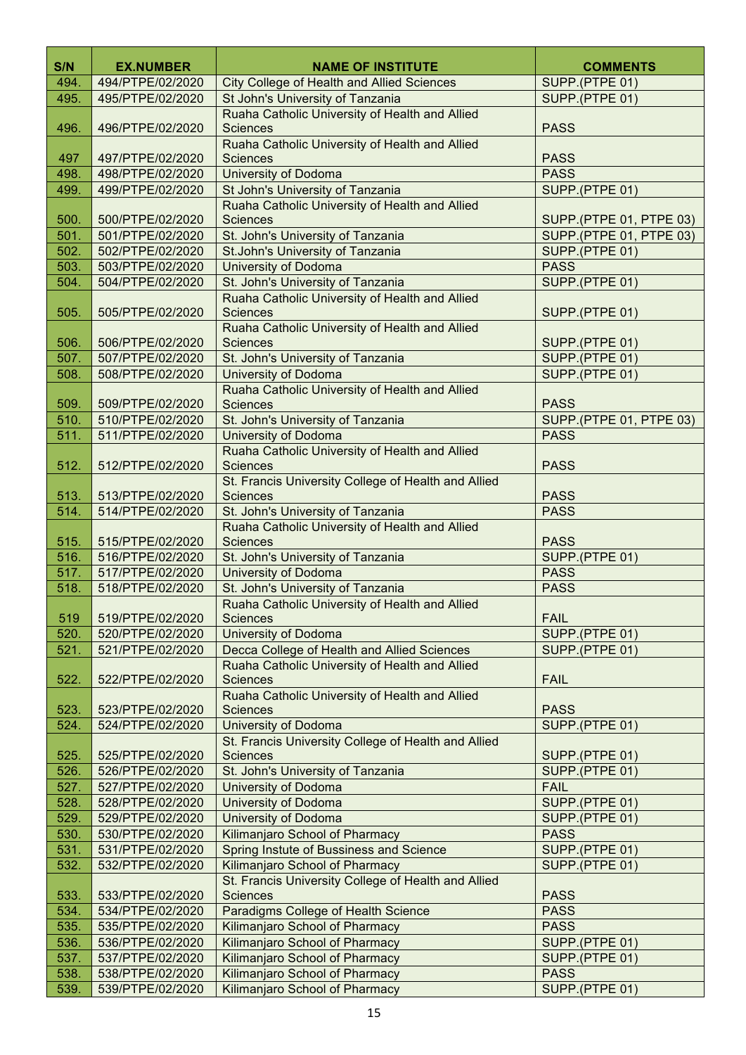| S/N | EX.NUMBER | NAME OF INSTITUTE | COMMENTS |
|---|---|---|---|
| 494. | 494/PTPE/02/2020 | City College of Health and Allied Sciences | SUPP.(PTPE 01) |
| 495. | 495/PTPE/02/2020 | St John's University of Tanzania | SUPP.(PTPE 01) |
| 496. | 496/PTPE/02/2020 | Ruaha Catholic University of Health and Allied Sciences | PASS |
| 497 | 497/PTPE/02/2020 | Ruaha Catholic University of Health and Allied Sciences | PASS |
| 498. | 498/PTPE/02/2020 | University of Dodoma | PASS |
| 499. | 499/PTPE/02/2020 | St John's University of Tanzania | SUPP.(PTPE 01) |
| 500. | 500/PTPE/02/2020 | Ruaha Catholic University of Health and Allied Sciences | SUPP.(PTPE 01, PTPE 03) |
| 501. | 501/PTPE/02/2020 | St. John's University of Tanzania | SUPP.(PTPE 01, PTPE 03) |
| 502. | 502/PTPE/02/2020 | St.John's University of Tanzania | SUPP.(PTPE 01) |
| 503. | 503/PTPE/02/2020 | University of Dodoma | PASS |
| 504. | 504/PTPE/02/2020 | St. John's University of Tanzania | SUPP.(PTPE 01) |
| 505. | 505/PTPE/02/2020 | Ruaha Catholic University of Health and Allied Sciences | SUPP.(PTPE 01) |
| 506. | 506/PTPE/02/2020 | Ruaha Catholic University of Health and Allied Sciences | SUPP.(PTPE 01) |
| 507. | 507/PTPE/02/2020 | St. John's University of Tanzania | SUPP.(PTPE 01) |
| 508. | 508/PTPE/02/2020 | University of Dodoma | SUPP.(PTPE 01) |
| 509. | 509/PTPE/02/2020 | Ruaha Catholic University of Health and Allied Sciences | PASS |
| 510. | 510/PTPE/02/2020 | St. John's University of Tanzania | SUPP.(PTPE 01, PTPE 03) |
| 511. | 511/PTPE/02/2020 | University of Dodoma | PASS |
| 512. | 512/PTPE/02/2020 | Ruaha Catholic University of Health and Allied Sciences | PASS |
| 513. | 513/PTPE/02/2020 | St. Francis University College of Health and Allied Sciences | PASS |
| 514. | 514/PTPE/02/2020 | St. John's University of Tanzania | PASS |
| 515. | 515/PTPE/02/2020 | Ruaha Catholic University of Health and Allied Sciences | PASS |
| 516. | 516/PTPE/02/2020 | St. John's University of Tanzania | SUPP.(PTPE 01) |
| 517. | 517/PTPE/02/2020 | University of Dodoma | PASS |
| 518. | 518/PTPE/02/2020 | St. John's University of Tanzania | PASS |
| 519 | 519/PTPE/02/2020 | Ruaha Catholic University of Health and Allied Sciences | FAIL |
| 520. | 520/PTPE/02/2020 | University of Dodoma | SUPP.(PTPE 01) |
| 521. | 521/PTPE/02/2020 | Decca College of Health and Allied Sciences | SUPP.(PTPE 01) |
| 522. | 522/PTPE/02/2020 | Ruaha Catholic University of Health and Allied Sciences | FAIL |
| 523. | 523/PTPE/02/2020 | Ruaha Catholic University of Health and Allied Sciences | PASS |
| 524. | 524/PTPE/02/2020 | University of Dodoma | SUPP.(PTPE 01) |
| 525. | 525/PTPE/02/2020 | St. Francis University College of Health and Allied Sciences | SUPP.(PTPE 01) |
| 526. | 526/PTPE/02/2020 | St. John's University of Tanzania | SUPP.(PTPE 01) |
| 527. | 527/PTPE/02/2020 | University of Dodoma | FAIL |
| 528. | 528/PTPE/02/2020 | University of Dodoma | SUPP.(PTPE 01) |
| 529. | 529/PTPE/02/2020 | University of Dodoma | SUPP.(PTPE 01) |
| 530. | 530/PTPE/02/2020 | Kilimanjaro School of Pharmacy | PASS |
| 531. | 531/PTPE/02/2020 | Spring Instute of Bussiness and Science | SUPP.(PTPE 01) |
| 532. | 532/PTPE/02/2020 | Kilimanjaro School of Pharmacy | SUPP.(PTPE 01) |
| 533. | 533/PTPE/02/2020 | St. Francis University College of Health and Allied Sciences | PASS |
| 534. | 534/PTPE/02/2020 | Paradigms College of Health Science | PASS |
| 535. | 535/PTPE/02/2020 | Kilimanjaro School of Pharmacy | PASS |
| 536. | 536/PTPE/02/2020 | Kilimanjaro School of Pharmacy | SUPP.(PTPE 01) |
| 537. | 537/PTPE/02/2020 | Kilimanjaro School of Pharmacy | SUPP.(PTPE 01) |
| 538. | 538/PTPE/02/2020 | Kilimanjaro School of Pharmacy | PASS |
| 539. | 539/PTPE/02/2020 | Kilimanjaro School of Pharmacy | SUPP.(PTPE 01) |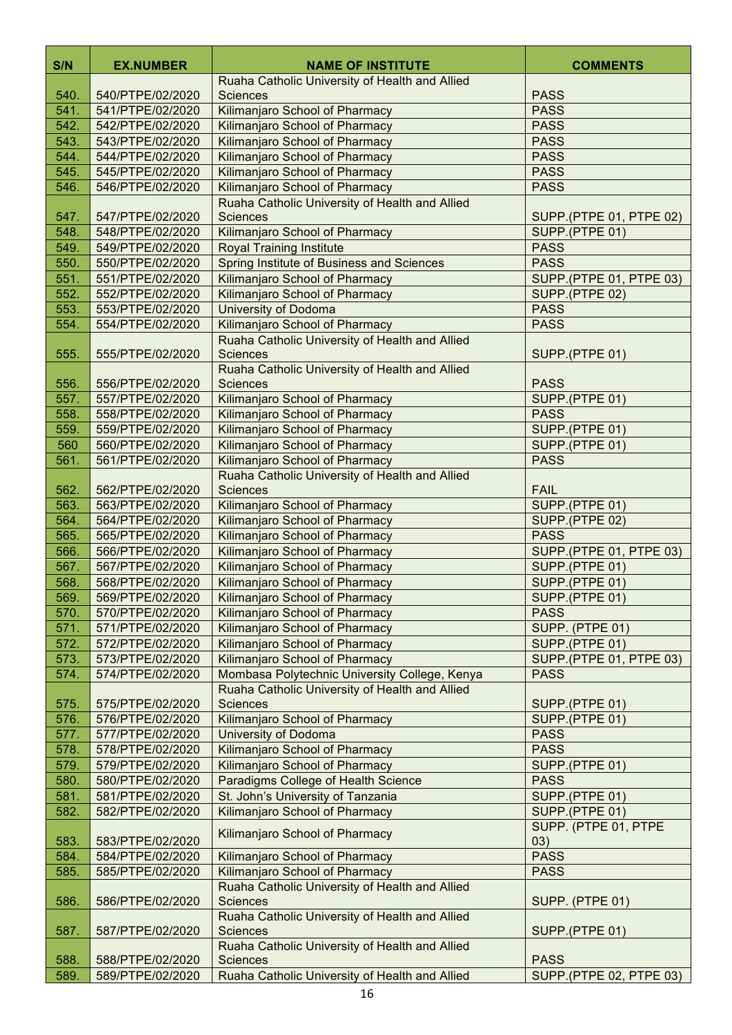| S/N | EX.NUMBER | NAME OF INSTITUTE | COMMENTS |
|---|---|---|---|
| 540. | 540/PTPE/02/2020 | Ruaha Catholic University of Health and Allied Sciences | PASS |
| 541. | 541/PTPE/02/2020 | Kilimanjaro School of Pharmacy | PASS |
| 542. | 542/PTPE/02/2020 | Kilimanjaro School of Pharmacy | PASS |
| 543. | 543/PTPE/02/2020 | Kilimanjaro School of Pharmacy | PASS |
| 544. | 544/PTPE/02/2020 | Kilimanjaro School of Pharmacy | PASS |
| 545. | 545/PTPE/02/2020 | Kilimanjaro School of Pharmacy | PASS |
| 546. | 546/PTPE/02/2020 | Kilimanjaro School of Pharmacy | PASS |
| 547. | 547/PTPE/02/2020 | Ruaha Catholic University of Health and Allied Sciences | SUPP.(PTPE 01, PTPE 02) |
| 548. | 548/PTPE/02/2020 | Kilimanjaro School of Pharmacy | SUPP.(PTPE 01) |
| 549. | 549/PTPE/02/2020 | Royal Training Institute | PASS |
| 550. | 550/PTPE/02/2020 | Spring Institute of Business and Sciences | PASS |
| 551. | 551/PTPE/02/2020 | Kilimanjaro School of Pharmacy | SUPP.(PTPE 01, PTPE 03) |
| 552. | 552/PTPE/02/2020 | Kilimanjaro School of Pharmacy | SUPP.(PTPE 02) |
| 553. | 553/PTPE/02/2020 | University of Dodoma | PASS |
| 554. | 554/PTPE/02/2020 | Kilimanjaro School of Pharmacy | PASS |
| 555. | 555/PTPE/02/2020 | Ruaha Catholic University of Health and Allied Sciences | SUPP.(PTPE 01) |
| 556. | 556/PTPE/02/2020 | Ruaha Catholic University of Health and Allied Sciences | PASS |
| 557. | 557/PTPE/02/2020 | Kilimanjaro School of Pharmacy | SUPP.(PTPE 01) |
| 558. | 558/PTPE/02/2020 | Kilimanjaro School of Pharmacy | PASS |
| 559. | 559/PTPE/02/2020 | Kilimanjaro School of Pharmacy | SUPP.(PTPE 01) |
| 560 | 560/PTPE/02/2020 | Kilimanjaro School of Pharmacy | SUPP.(PTPE 01) |
| 561. | 561/PTPE/02/2020 | Kilimanjaro School of Pharmacy | PASS |
| 562. | 562/PTPE/02/2020 | Ruaha Catholic University of Health and Allied Sciences | FAIL |
| 563. | 563/PTPE/02/2020 | Kilimanjaro School of Pharmacy | SUPP.(PTPE 01) |
| 564. | 564/PTPE/02/2020 | Kilimanjaro School of Pharmacy | SUPP.(PTPE 02) |
| 565. | 565/PTPE/02/2020 | Kilimanjaro School of Pharmacy | PASS |
| 566. | 566/PTPE/02/2020 | Kilimanjaro School of Pharmacy | SUPP.(PTPE 01, PTPE 03) |
| 567. | 567/PTPE/02/2020 | Kilimanjaro School of Pharmacy | SUPP.(PTPE 01) |
| 568. | 568/PTPE/02/2020 | Kilimanjaro School of Pharmacy | SUPP.(PTPE 01) |
| 569. | 569/PTPE/02/2020 | Kilimanjaro School of Pharmacy | SUPP.(PTPE 01) |
| 570. | 570/PTPE/02/2020 | Kilimanjaro School of Pharmacy | PASS |
| 571. | 571/PTPE/02/2020 | Kilimanjaro School of Pharmacy | SUPP. (PTPE 01) |
| 572. | 572/PTPE/02/2020 | Kilimanjaro School of Pharmacy | SUPP.(PTPE 01) |
| 573. | 573/PTPE/02/2020 | Kilimanjaro School of Pharmacy | SUPP.(PTPE 01, PTPE 03) |
| 574. | 574/PTPE/02/2020 | Mombasa Polytechnic University College, Kenya | PASS |
| 575. | 575/PTPE/02/2020 | Ruaha Catholic University of Health and Allied Sciences | SUPP.(PTPE 01) |
| 576. | 576/PTPE/02/2020 | Kilimanjaro School of Pharmacy | SUPP.(PTPE 01) |
| 577. | 577/PTPE/02/2020 | University of Dodoma | PASS |
| 578. | 578/PTPE/02/2020 | Kilimanjaro School of Pharmacy | PASS |
| 579. | 579/PTPE/02/2020 | Kilimanjaro School of Pharmacy | SUPP.(PTPE 01) |
| 580. | 580/PTPE/02/2020 | Paradigms College of Health Science | PASS |
| 581. | 581/PTPE/02/2020 | St. John's University of Tanzania | SUPP.(PTPE 01) |
| 582. | 582/PTPE/02/2020 | Kilimanjaro School of Pharmacy | SUPP.(PTPE 01) |
| 583. | 583/PTPE/02/2020 | Kilimanjaro School of Pharmacy | SUPP. (PTPE 01, PTPE 03) |
| 584. | 584/PTPE/02/2020 | Kilimanjaro School of Pharmacy | PASS |
| 585. | 585/PTPE/02/2020 | Kilimanjaro School of Pharmacy | PASS |
| 586. | 586/PTPE/02/2020 | Ruaha Catholic University of Health and Allied Sciences | SUPP. (PTPE 01) |
| 587. | 587/PTPE/02/2020 | Ruaha Catholic University of Health and Allied Sciences | SUPP.(PTPE 01) |
| 588. | 588/PTPE/02/2020 | Ruaha Catholic University of Health and Allied Sciences | PASS |
| 589. | 589/PTPE/02/2020 | Ruaha Catholic University of Health and Allied | SUPP.(PTPE 02, PTPE 03) |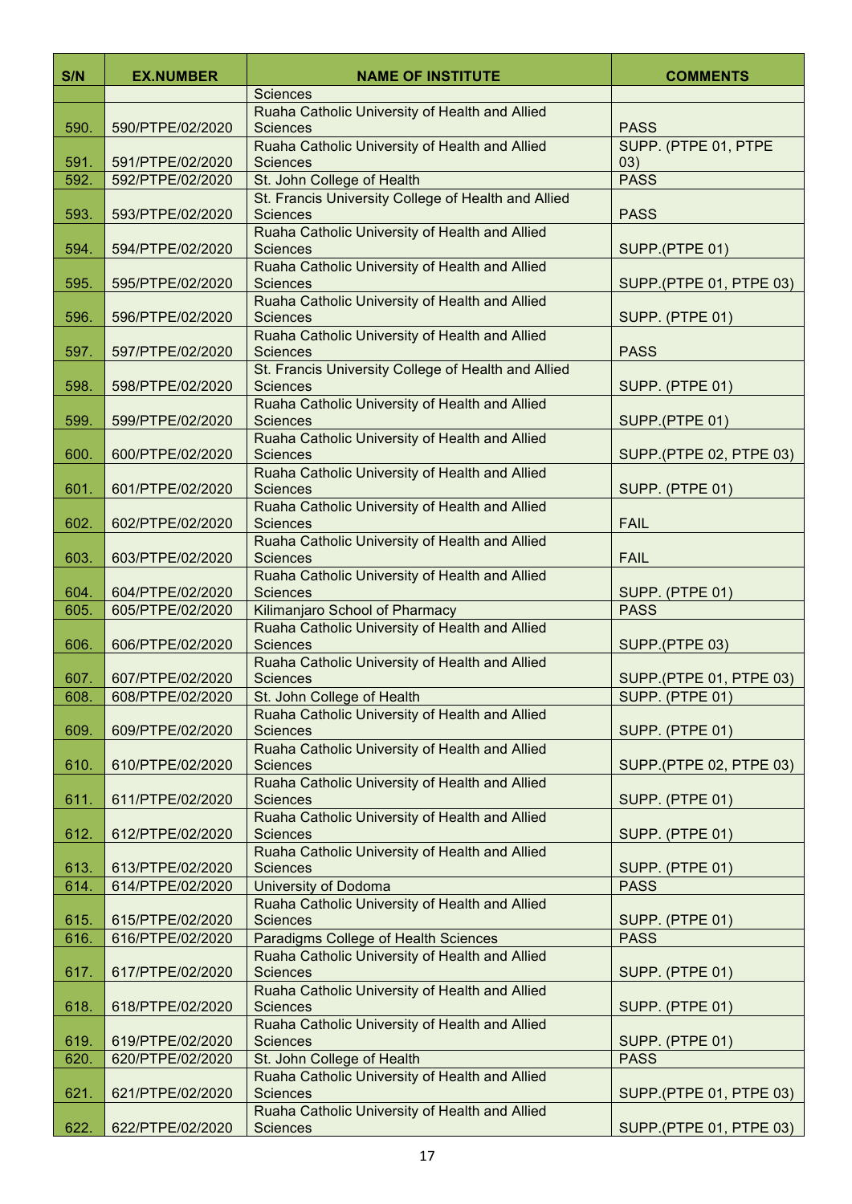| S/N | EX.NUMBER | NAME OF INSTITUTE | COMMENTS |
|---|---|---|---|
| | | Sciences | |
| 590. | 590/PTPE/02/2020 | Ruaha Catholic University of Health and Allied Sciences | PASS |
| 591. | 591/PTPE/02/2020 | Ruaha Catholic University of Health and Allied Sciences | SUPP. (PTPE 01, PTPE 03) |
| 592. | 592/PTPE/02/2020 | St. John College of Health | PASS |
| 593. | 593/PTPE/02/2020 | St. Francis University College of Health and Allied Sciences | PASS |
| 594. | 594/PTPE/02/2020 | Ruaha Catholic University of Health and Allied Sciences | SUPP.(PTPE 01) |
| 595. | 595/PTPE/02/2020 | Ruaha Catholic University of Health and Allied Sciences | SUPP.(PTPE 01, PTPE 03) |
| 596. | 596/PTPE/02/2020 | Ruaha Catholic University of Health and Allied Sciences | SUPP. (PTPE 01) |
| 597. | 597/PTPE/02/2020 | Ruaha Catholic University of Health and Allied Sciences | PASS |
| 598. | 598/PTPE/02/2020 | St. Francis University College of Health and Allied Sciences | SUPP. (PTPE 01) |
| 599. | 599/PTPE/02/2020 | Ruaha Catholic University of Health and Allied Sciences | SUPP.(PTPE 01) |
| 600. | 600/PTPE/02/2020 | Ruaha Catholic University of Health and Allied Sciences | SUPP.(PTPE 02, PTPE 03) |
| 601. | 601/PTPE/02/2020 | Ruaha Catholic University of Health and Allied Sciences | SUPP. (PTPE 01) |
| 602. | 602/PTPE/02/2020 | Ruaha Catholic University of Health and Allied Sciences | FAIL |
| 603. | 603/PTPE/02/2020 | Ruaha Catholic University of Health and Allied Sciences | FAIL |
| 604. | 604/PTPE/02/2020 | Ruaha Catholic University of Health and Allied Sciences | SUPP. (PTPE 01) |
| 605. | 605/PTPE/02/2020 | Kilimanjaro School of Pharmacy | PASS |
| 606. | 606/PTPE/02/2020 | Ruaha Catholic University of Health and Allied Sciences | SUPP.(PTPE 03) |
| 607. | 607/PTPE/02/2020 | Ruaha Catholic University of Health and Allied Sciences | SUPP.(PTPE 01, PTPE 03) |
| 608. | 608/PTPE/02/2020 | St. John College of Health | SUPP. (PTPE 01) |
| 609. | 609/PTPE/02/2020 | Ruaha Catholic University of Health and Allied Sciences | SUPP. (PTPE 01) |
| 610. | 610/PTPE/02/2020 | Ruaha Catholic University of Health and Allied Sciences | SUPP.(PTPE 02, PTPE 03) |
| 611. | 611/PTPE/02/2020 | Ruaha Catholic University of Health and Allied Sciences | SUPP. (PTPE 01) |
| 612. | 612/PTPE/02/2020 | Ruaha Catholic University of Health and Allied Sciences | SUPP. (PTPE 01) |
| 613. | 613/PTPE/02/2020 | Ruaha Catholic University of Health and Allied Sciences | SUPP. (PTPE 01) |
| 614. | 614/PTPE/02/2020 | University of Dodoma | PASS |
| 615. | 615/PTPE/02/2020 | Ruaha Catholic University of Health and Allied Sciences | SUPP. (PTPE 01) |
| 616. | 616/PTPE/02/2020 | Paradigms College of Health Sciences | PASS |
| 617. | 617/PTPE/02/2020 | Ruaha Catholic University of Health and Allied Sciences | SUPP. (PTPE 01) |
| 618. | 618/PTPE/02/2020 | Ruaha Catholic University of Health and Allied Sciences | SUPP. (PTPE 01) |
| 619. | 619/PTPE/02/2020 | Ruaha Catholic University of Health and Allied Sciences | SUPP. (PTPE 01) |
| 620. | 620/PTPE/02/2020 | St. John College of Health | PASS |
| 621. | 621/PTPE/02/2020 | Ruaha Catholic University of Health and Allied Sciences | SUPP.(PTPE 01, PTPE 03) |
| 622. | 622/PTPE/02/2020 | Ruaha Catholic University of Health and Allied Sciences | SUPP.(PTPE 01, PTPE 03) |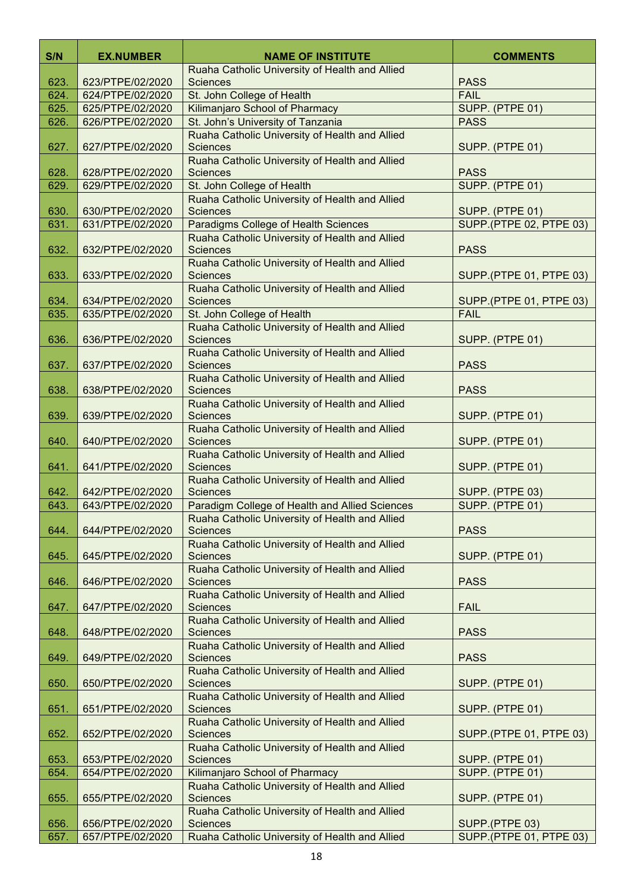| S/N | EX.NUMBER | NAME OF INSTITUTE | COMMENTS |
|---|---|---|---|
| 623. | 623/PTPE/02/2020 | Ruaha Catholic University of Health and Allied Sciences | PASS |
| 624. | 624/PTPE/02/2020 | St. John College of Health | FAIL |
| 625. | 625/PTPE/02/2020 | Kilimanjaro School of Pharmacy | SUPP. (PTPE 01) |
| 626. | 626/PTPE/02/2020 | St. John's University of Tanzania | PASS |
| 627. | 627/PTPE/02/2020 | Ruaha Catholic University of Health and Allied Sciences | SUPP. (PTPE 01) |
| 628. | 628/PTPE/02/2020 | Ruaha Catholic University of Health and Allied Sciences | PASS |
| 629. | 629/PTPE/02/2020 | St. John College of Health | SUPP. (PTPE 01) |
| 630. | 630/PTPE/02/2020 | Ruaha Catholic University of Health and Allied Sciences | SUPP. (PTPE 01) |
| 631. | 631/PTPE/02/2020 | Paradigms College of Health Sciences | SUPP.(PTPE 02, PTPE 03) |
| 632. | 632/PTPE/02/2020 | Ruaha Catholic University of Health and Allied Sciences | PASS |
| 633. | 633/PTPE/02/2020 | Ruaha Catholic University of Health and Allied Sciences | SUPP.(PTPE 01, PTPE 03) |
| 634. | 634/PTPE/02/2020 | Ruaha Catholic University of Health and Allied Sciences | SUPP.(PTPE 01, PTPE 03) |
| 635. | 635/PTPE/02/2020 | St. John College of Health | FAIL |
| 636. | 636/PTPE/02/2020 | Ruaha Catholic University of Health and Allied Sciences | SUPP. (PTPE 01) |
| 637. | 637/PTPE/02/2020 | Ruaha Catholic University of Health and Allied Sciences | PASS |
| 638. | 638/PTPE/02/2020 | Ruaha Catholic University of Health and Allied Sciences | PASS |
| 639. | 639/PTPE/02/2020 | Ruaha Catholic University of Health and Allied Sciences | SUPP. (PTPE 01) |
| 640. | 640/PTPE/02/2020 | Ruaha Catholic University of Health and Allied Sciences | SUPP. (PTPE 01) |
| 641. | 641/PTPE/02/2020 | Ruaha Catholic University of Health and Allied Sciences | SUPP. (PTPE 01) |
| 642. | 642/PTPE/02/2020 | Ruaha Catholic University of Health and Allied Sciences | SUPP. (PTPE 03) |
| 643. | 643/PTPE/02/2020 | Paradigm College of Health and Allied Sciences | SUPP. (PTPE 01) |
| 644. | 644/PTPE/02/2020 | Ruaha Catholic University of Health and Allied Sciences | PASS |
| 645. | 645/PTPE/02/2020 | Ruaha Catholic University of Health and Allied Sciences | SUPP. (PTPE 01) |
| 646. | 646/PTPE/02/2020 | Ruaha Catholic University of Health and Allied Sciences | PASS |
| 647. | 647/PTPE/02/2020 | Ruaha Catholic University of Health and Allied Sciences | FAIL |
| 648. | 648/PTPE/02/2020 | Ruaha Catholic University of Health and Allied Sciences | PASS |
| 649. | 649/PTPE/02/2020 | Ruaha Catholic University of Health and Allied Sciences | PASS |
| 650. | 650/PTPE/02/2020 | Ruaha Catholic University of Health and Allied Sciences | SUPP. (PTPE 01) |
| 651. | 651/PTPE/02/2020 | Ruaha Catholic University of Health and Allied Sciences | SUPP. (PTPE 01) |
| 652. | 652/PTPE/02/2020 | Ruaha Catholic University of Health and Allied Sciences | SUPP.(PTPE 01, PTPE 03) |
| 653. | 653/PTPE/02/2020 | Ruaha Catholic University of Health and Allied Sciences | SUPP. (PTPE 01) |
| 654. | 654/PTPE/02/2020 | Kilimanjaro School of Pharmacy | SUPP. (PTPE 01) |
| 655. | 655/PTPE/02/2020 | Ruaha Catholic University of Health and Allied Sciences | SUPP. (PTPE 01) |
| 656. | 656/PTPE/02/2020 | Ruaha Catholic University of Health and Allied Sciences | SUPP.(PTPE 03) |
| 657. | 657/PTPE/02/2020 | Ruaha Catholic University of Health and Allied | SUPP.(PTPE 01, PTPE 03) |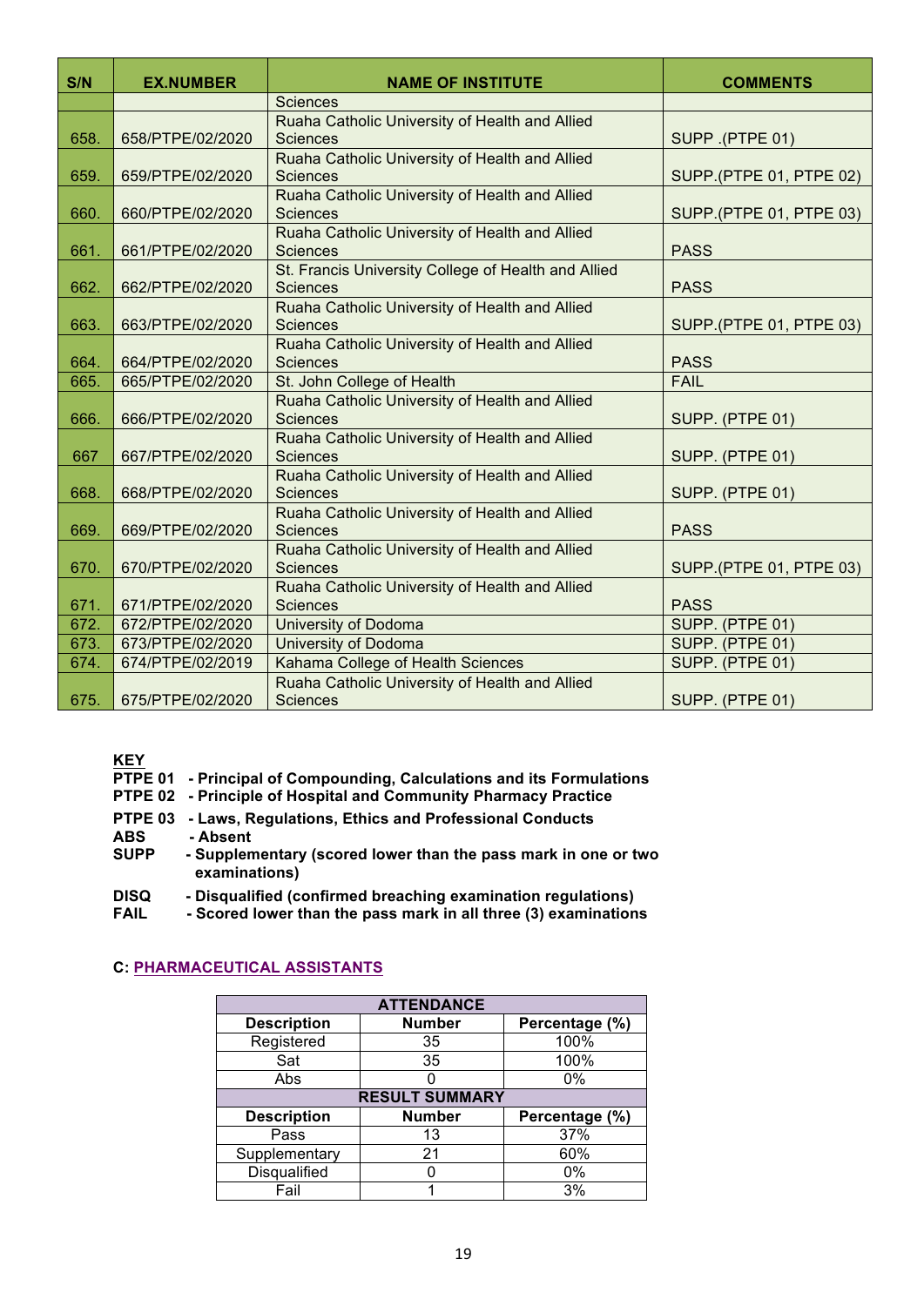| S/N | EX.NUMBER | NAME OF INSTITUTE | COMMENTS |
|---|---|---|---|
| | | Sciences | |
| 658. | 658/PTPE/02/2020 | Ruaha Catholic University of Health and Allied Sciences | SUPP .(PTPE 01) |
| 659. | 659/PTPE/02/2020 | Ruaha Catholic University of Health and Allied Sciences | SUPP.(PTPE 01, PTPE 02) |
| 660. | 660/PTPE/02/2020 | Ruaha Catholic University of Health and Allied Sciences | SUPP.(PTPE 01, PTPE 03) |
| 661. | 661/PTPE/02/2020 | Ruaha Catholic University of Health and Allied Sciences | PASS |
| 662. | 662/PTPE/02/2020 | St. Francis University College of Health and Allied Sciences | PASS |
| 663. | 663/PTPE/02/2020 | Ruaha Catholic University of Health and Allied Sciences | SUPP.(PTPE 01, PTPE 03) |
| 664. | 664/PTPE/02/2020 | Ruaha Catholic University of Health and Allied Sciences | PASS |
| 665. | 665/PTPE/02/2020 | St. John College of Health | FAIL |
| 666. | 666/PTPE/02/2020 | Ruaha Catholic University of Health and Allied Sciences | SUPP. (PTPE 01) |
| 667 | 667/PTPE/02/2020 | Ruaha Catholic University of Health and Allied Sciences | SUPP. (PTPE 01) |
| 668. | 668/PTPE/02/2020 | Ruaha Catholic University of Health and Allied Sciences | SUPP. (PTPE 01) |
| 669. | 669/PTPE/02/2020 | Ruaha Catholic University of Health and Allied Sciences | PASS |
| 670. | 670/PTPE/02/2020 | Ruaha Catholic University of Health and Allied Sciences | SUPP.(PTPE 01, PTPE 03) |
| 671. | 671/PTPE/02/2020 | Ruaha Catholic University of Health and Allied Sciences | PASS |
| 672. | 672/PTPE/02/2020 | University of Dodoma | SUPP. (PTPE 01) |
| 673. | 673/PTPE/02/2020 | University of Dodoma | SUPP. (PTPE 01) |
| 674. | 674/PTPE/02/2019 | Kahama College of Health Sciences | SUPP. (PTPE 01) |
| 675. | 675/PTPE/02/2020 | Ruaha Catholic University of Health and Allied Sciences | SUPP. (PTPE 01) |

**KEY**

**PTPE 01 - Principal of Compounding, Calculations and its Formulations**
**PTPE 02 - Principle of Hospital and Community Pharmacy Practice**
**PTPE 03 - Laws, Regulations, Ethics and Professional Conducts**
**ABS - Absent**
**SUPP - Supplementary (scored lower than the pass mark in one or two examinations)**
**DISQ - Disqualified (confirmed breaching examination regulations)**
**FAIL - Scored lower than the pass mark in all three (3) examinations**

## C: PHARMACEUTICAL ASSISTANTS

| ATTENDANCE | | |
|---|---|---|
| **Description** | **Number** | **Percentage (%)** |
| Registered | 35 | 100% |
| Sat | 35 | 100% |
| Abs | 0 | 0% |
| **RESULT SUMMARY** | | |
| **Description** | **Number** | **Percentage (%)** |
| Pass | 13 | 37% |
| Supplementary | 21 | 60% |
| Disqualified | 0 | 0% |
| Fail | 1 | 3% |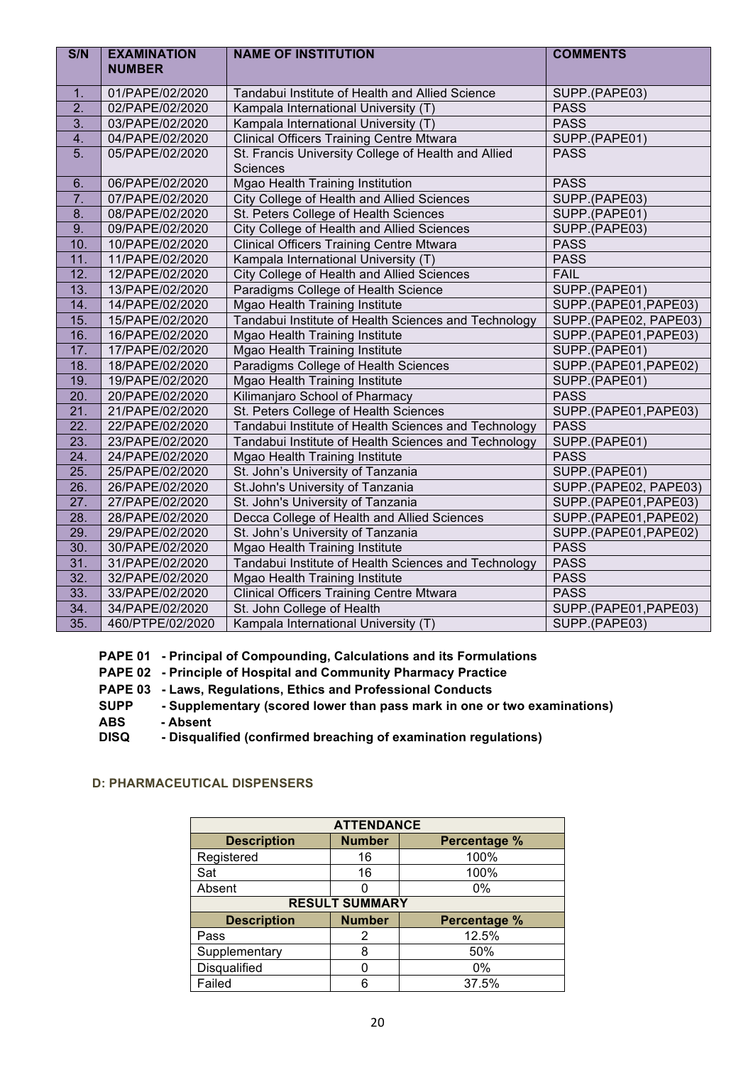| S/N | EXAMINATION NUMBER | NAME OF INSTITUTION | COMMENTS |
|---|---|---|---|
| 1. | 01/PAPE/02/2020 | Tandabui Institute of Health and Allied Science | SUPP.(PAPE03) |
| 2. | 02/PAPE/02/2020 | Kampala International University (T) | PASS |
| 3. | 03/PAPE/02/2020 | Kampala International University (T) | PASS |
| 4. | 04/PAPE/02/2020 | Clinical Officers Training Centre Mtwara | SUPP.(PAPE01) |
| 5. | 05/PAPE/02/2020 | St. Francis University College of Health and Allied Sciences | PASS |
| 6. | 06/PAPE/02/2020 | Mgao Health Training Institution | PASS |
| 7. | 07/PAPE/02/2020 | City College of Health and Allied Sciences | SUPP.(PAPE03) |
| 8. | 08/PAPE/02/2020 | St. Peters College of Health Sciences | SUPP.(PAPE01) |
| 9. | 09/PAPE/02/2020 | City College of Health and Allied Sciences | SUPP.(PAPE03) |
| 10. | 10/PAPE/02/2020 | Clinical Officers Training Centre Mtwara | PASS |
| 11. | 11/PAPE/02/2020 | Kampala International University (T) | PASS |
| 12. | 12/PAPE/02/2020 | City College of Health and Allied Sciences | FAIL |
| 13. | 13/PAPE/02/2020 | Paradigms College of Health Science | SUPP.(PAPE01) |
| 14. | 14/PAPE/02/2020 | Mgao Health Training Institute | SUPP.(PAPE01,PAPE03) |
| 15. | 15/PAPE/02/2020 | Tandabui Institute of Health Sciences and Technology | SUPP.(PAPE02, PAPE03) |
| 16. | 16/PAPE/02/2020 | Mgao Health Training Institute | SUPP.(PAPE01,PAPE03) |
| 17. | 17/PAPE/02/2020 | Mgao Health Training Institute | SUPP.(PAPE01) |
| 18. | 18/PAPE/02/2020 | Paradigms College of Health Sciences | SUPP.(PAPE01,PAPE02) |
| 19. | 19/PAPE/02/2020 | Mgao Health Training Institute | SUPP.(PAPE01) |
| 20. | 20/PAPE/02/2020 | Kilimanjaro School of Pharmacy | PASS |
| 21. | 21/PAPE/02/2020 | St. Peters College of Health Sciences | SUPP.(PAPE01,PAPE03) |
| 22. | 22/PAPE/02/2020 | Tandabui Institute of Health Sciences and Technology | PASS |
| 23. | 23/PAPE/02/2020 | Tandabui Institute of Health Sciences and Technology | SUPP.(PAPE01) |
| 24. | 24/PAPE/02/2020 | Mgao Health Training Institute | PASS |
| 25. | 25/PAPE/02/2020 | St. John's University of Tanzania | SUPP.(PAPE01) |
| 26. | 26/PAPE/02/2020 | St.John's University of Tanzania | SUPP.(PAPE02, PAPE03) |
| 27. | 27/PAPE/02/2020 | St. John's University of Tanzania | SUPP.(PAPE01,PAPE03) |
| 28. | 28/PAPE/02/2020 | Decca College of Health and Allied Sciences | SUPP.(PAPE01,PAPE02) |
| 29. | 29/PAPE/02/2020 | St. John's University of Tanzania | SUPP.(PAPE01,PAPE02) |
| 30. | 30/PAPE/02/2020 | Mgao Health Training Institute | PASS |
| 31. | 31/PAPE/02/2020 | Tandabui Institute of Health Sciences and Technology | PASS |
| 32. | 32/PAPE/02/2020 | Mgao Health Training Institute | PASS |
| 33. | 33/PAPE/02/2020 | Clinical Officers Training Centre Mtwara | PASS |
| 34. | 34/PAPE/02/2020 | St. John College of Health | SUPP.(PAPE01,PAPE03) |
| 35. | 460/PTPE/02/2020 | Kampala International University (T) | SUPP.(PAPE03) |

**PAPE 01 - Principal of Compounding, Calculations and its Formulations**
**PAPE 02 - Principle of Hospital and Community Pharmacy Practice**
**PAPE 03 - Laws, Regulations, Ethics and Professional Conducts**
**SUPP - Supplementary (scored lower than pass mark in one or two examinations)**
**ABS - Absent**
**DISQ - Disqualified (confirmed breaching of examination regulations)**

#### D: PHARMACEUTICAL DISPENSERS

| ATTENDANCE | | |
|---|---|---|
| **Description** | **Number** | **Percentage %** |
| Registered | 16 | 100% |
| Sat | 16 | 100% |
| Absent | 0 | 0% |
| **RESULT SUMMARY** | | |
| **Description** | **Number** | **Percentage %** |
| Pass | 2 | 12.5% |
| Supplementary | 8 | 50% |
| Disqualified | 0 | 0% |
| Failed | 6 | 37.5% |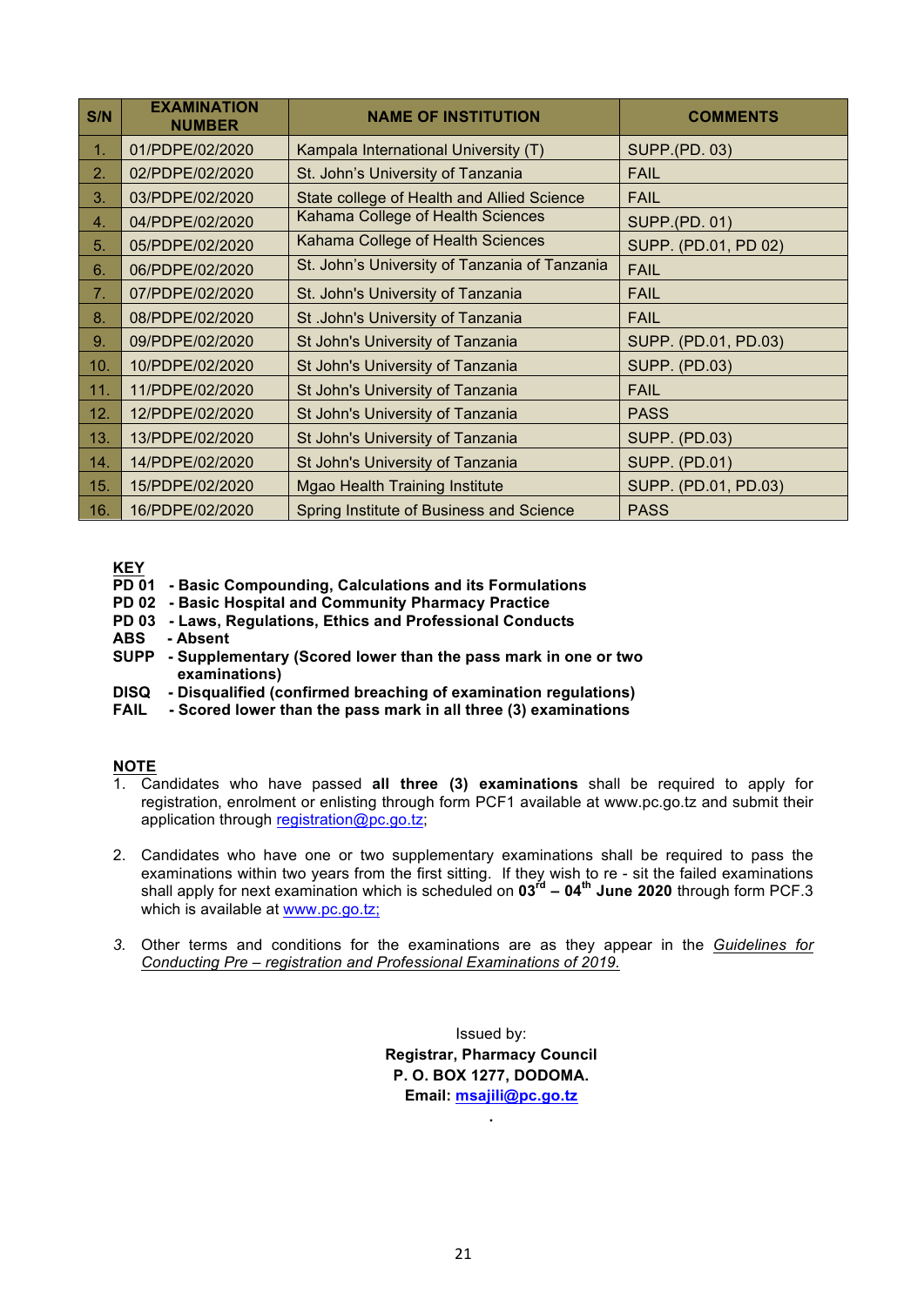| S/N | EXAMINATION NUMBER | NAME OF INSTITUTION | COMMENTS |
|---|---|---|---|
| 1. | 01/PDPE/02/2020 | Kampala International University (T) | SUPP.(PD. 03) |
| 2. | 02/PDPE/02/2020 | St. John's University of Tanzania | FAIL |
| 3. | 03/PDPE/02/2020 | State college of Health and Allied Science | FAIL |
| 4. | 04/PDPE/02/2020 | Kahama College of Health Sciences | SUPP.(PD. 01) |
| 5. | 05/PDPE/02/2020 | Kahama College of Health Sciences | SUPP. (PD.01, PD 02) |
| 6. | 06/PDPE/02/2020 | St. John's University of Tanzania of Tanzania | FAIL |
| 7. | 07/PDPE/02/2020 | St. John's University of Tanzania | FAIL |
| 8. | 08/PDPE/02/2020 | St .John's University of Tanzania | FAIL |
| 9. | 09/PDPE/02/2020 | St John's University of Tanzania | SUPP. (PD.01, PD.03) |
| 10. | 10/PDPE/02/2020 | St John's University of Tanzania | SUPP. (PD.03) |
| 11. | 11/PDPE/02/2020 | St John's University of Tanzania | FAIL |
| 12. | 12/PDPE/02/2020 | St John's University of Tanzania | PASS |
| 13. | 13/PDPE/02/2020 | St John's University of Tanzania | SUPP. (PD.03) |
| 14. | 14/PDPE/02/2020 | St John's University of Tanzania | SUPP. (PD.01) |
| 15. | 15/PDPE/02/2020 | Mgao Health Training Institute | SUPP. (PD.01, PD.03) |
| 16. | 16/PDPE/02/2020 | Spring Institute of Business and Science | PASS |

**KEY**

**PD 01 - Basic Compounding, Calculations and its Formulations**
**PD 02 - Basic Hospital and Community Pharmacy Practice**
**PD 03 - Laws, Regulations, Ethics and Professional Conducts**
**ABS - Absent**
**SUPP - Supplementary (Scored lower than the pass mark in one or two examinations)**
**DISQ - Disqualified (confirmed breaching of examination regulations)**
**FAIL - Scored lower than the pass mark in all three (3) examinations**

**NOTE**

1. Candidates who have passed **all three (3) examinations** shall be required to apply for registration, enrolment or enlisting through form PCF1 available at www.pc.go.tz and submit their application through registration@pc.go.tz;

2. Candidates who have one or two supplementary examinations shall be required to pass the examinations within two years from the first sitting. If they wish to re - sit the failed examinations shall apply for next examination which is scheduled on **03rd – 04th June 2020** through form PCF.3 which is available at www.pc.go.tz;

3. Other terms and conditions for the examinations are as they appear in the *Guidelines for Conducting Pre – registration and Professional Examinations of 2019.*

Issued by:
**Registrar, Pharmacy Council**
**P. O. BOX 1277, DODOMA.**
**Email: msajili@pc.go.tz**